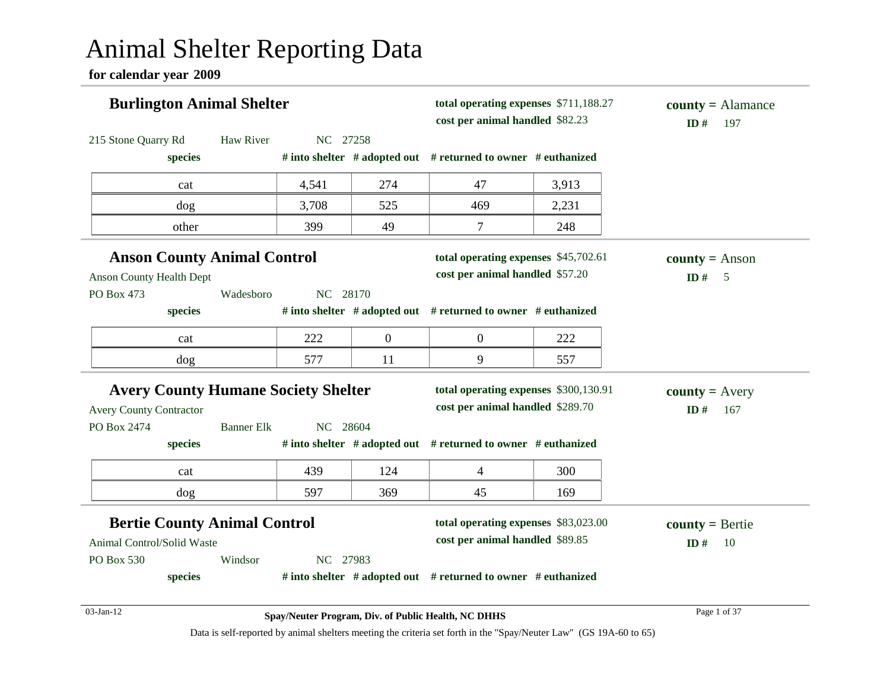# Animal Shelter Reporting Data

**for calendar year 2009**

## Burlington Animal Shelter

**total operating expenses** $711,188.27
**cost per animal handled** $82.23

**county =** Alamance
**ID #** 197

215 Stone Quarry Rd Haw River NC 27258

| species | # into shelter | # adopted out | # returned to owner | # euthanized |
|---|---|---|---|---|
| cat | 4,541 | 274 | 47 | 3,913 |
| dog | 3,708 | 525 | 469 | 2,231 |
| other | 399 | 49 | 7 | 248 |

## Anson County Animal Control

**total operating expenses** $45,702.61
**cost per animal handled** $57.20

**county =** Anson
**ID #** 5

Anson County Health Dept
PO Box 473 Wadesboro NC 28170

| species | # into shelter | # adopted out | # returned to owner | # euthanized |
|---|---|---|---|---|
| cat | 222 | 0 | 0 | 222 |
| dog | 577 | 11 | 9 | 557 |

## Avery County Humane Society Shelter

**total operating expenses** $300,130.91
**cost per animal handled** $289.70

**county =** Avery
**ID #** 167

Avery County Contractor
PO Box 2474 Banner Elk NC 28604

| species | # into shelter | # adopted out | # returned to owner | # euthanized |
|---|---|---|---|---|
| cat | 439 | 124 | 4 | 300 |
| dog | 597 | 369 | 45 | 169 |

## Bertie County Animal Control

**total operating expenses** $83,023.00
**cost per animal handled** $89.85

**county =** Bertie
**ID #** 10

Animal Control/Solid Waste
PO Box 530 Windsor NC 27983

| species | # into shelter | # adopted out | # returned to owner | # euthanized |
|---|---|---|---|---|

03-Jan-12

**Spay/Neuter Program, Div. of Public Health, NC DHHS**

Data is self-reported by animal shelters meeting the criteria set forth in the "Spay/Neuter Law" (GS 19A-60 to 65)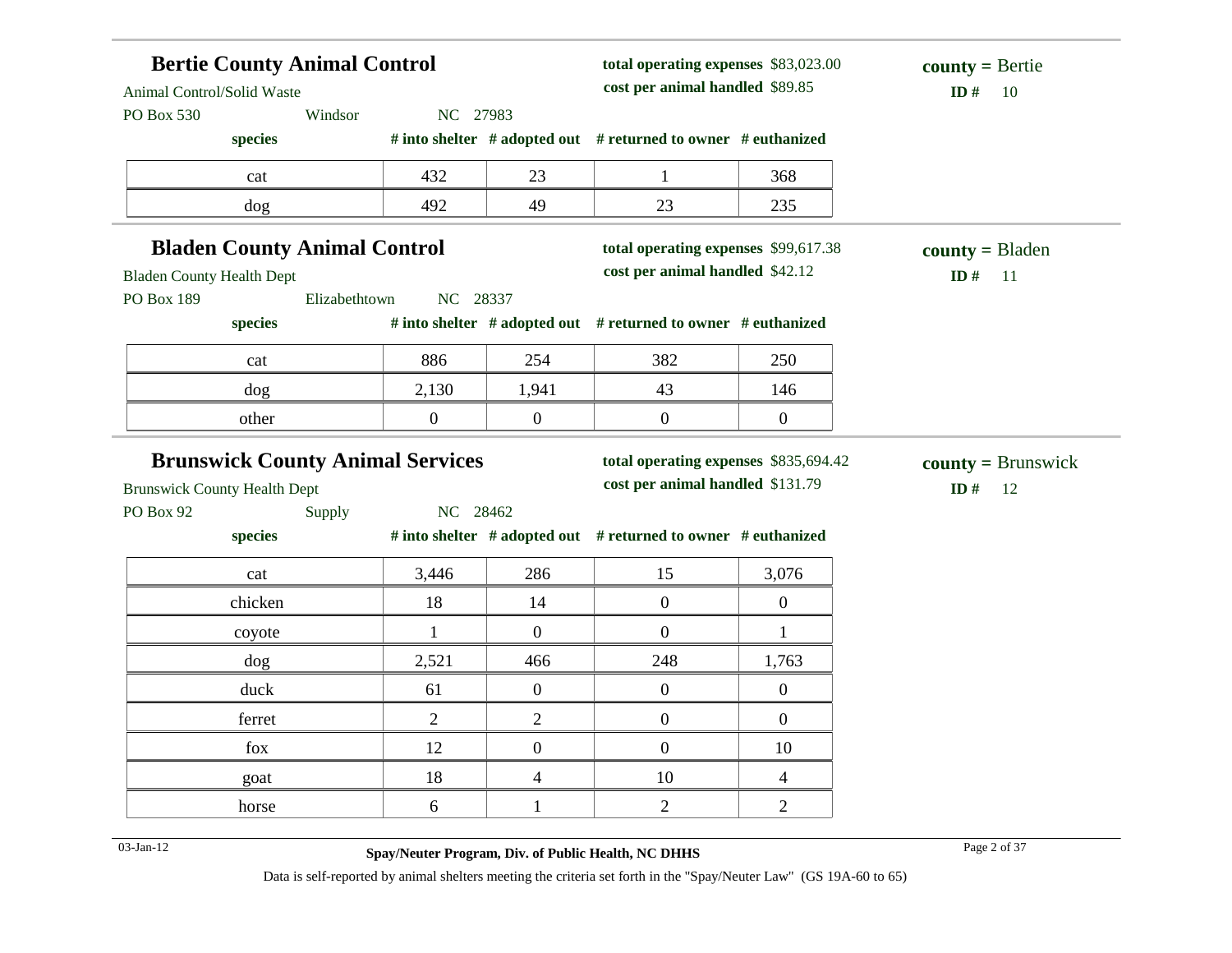## Bertie County Animal Control

Animal Control/Solid Waste
PO Box 530 Windsor NC 27983

**total operating expenses** $83,023.00
**cost per animal handled** $89.85

**county =** Bertie
**ID #** 10

| species | # into shelter | # adopted out | # returned to owner | # euthanized |
|---|---|---|---|---|
| cat | 432 | 23 | 1 | 368 |
| dog | 492 | 49 | 23 | 235 |

## Bladen County Animal Control

Bladen County Health Dept
PO Box 189 Elizabethtown NC 28337

**total operating expenses** $99,617.38
**cost per animal handled** $42.12

**county =** Bladen
**ID #** 11

| species | # into shelter | # adopted out | # returned to owner | # euthanized |
|---|---|---|---|---|
| cat | 886 | 254 | 382 | 250 |
| dog | 2,130 | 1,941 | 43 | 146 |
| other | 0 | 0 | 0 | 0 |

## Brunswick County Animal Services

Brunswick County Health Dept
PO Box 92 Supply NC 28462

**total operating expenses** $835,694.42
**cost per animal handled** $131.79

**county =** Brunswick
**ID #** 12

| species | # into shelter | # adopted out | # returned to owner | # euthanized |
|---|---|---|---|---|
| cat | 3,446 | 286 | 15 | 3,076 |
| chicken | 18 | 14 | 0 | 0 |
| coyote | 1 | 0 | 0 | 1 |
| dog | 2,521 | 466 | 248 | 1,763 |
| duck | 61 | 0 | 0 | 0 |
| ferret | 2 | 2 | 0 | 0 |
| fox | 12 | 0 | 0 | 10 |
| goat | 18 | 4 | 10 | 4 |
| horse | 6 | 1 | 2 | 2 |

Data is self-reported by animal shelters meeting the criteria set forth in the "Spay/Neuter Law" (GS 19A-60 to 65)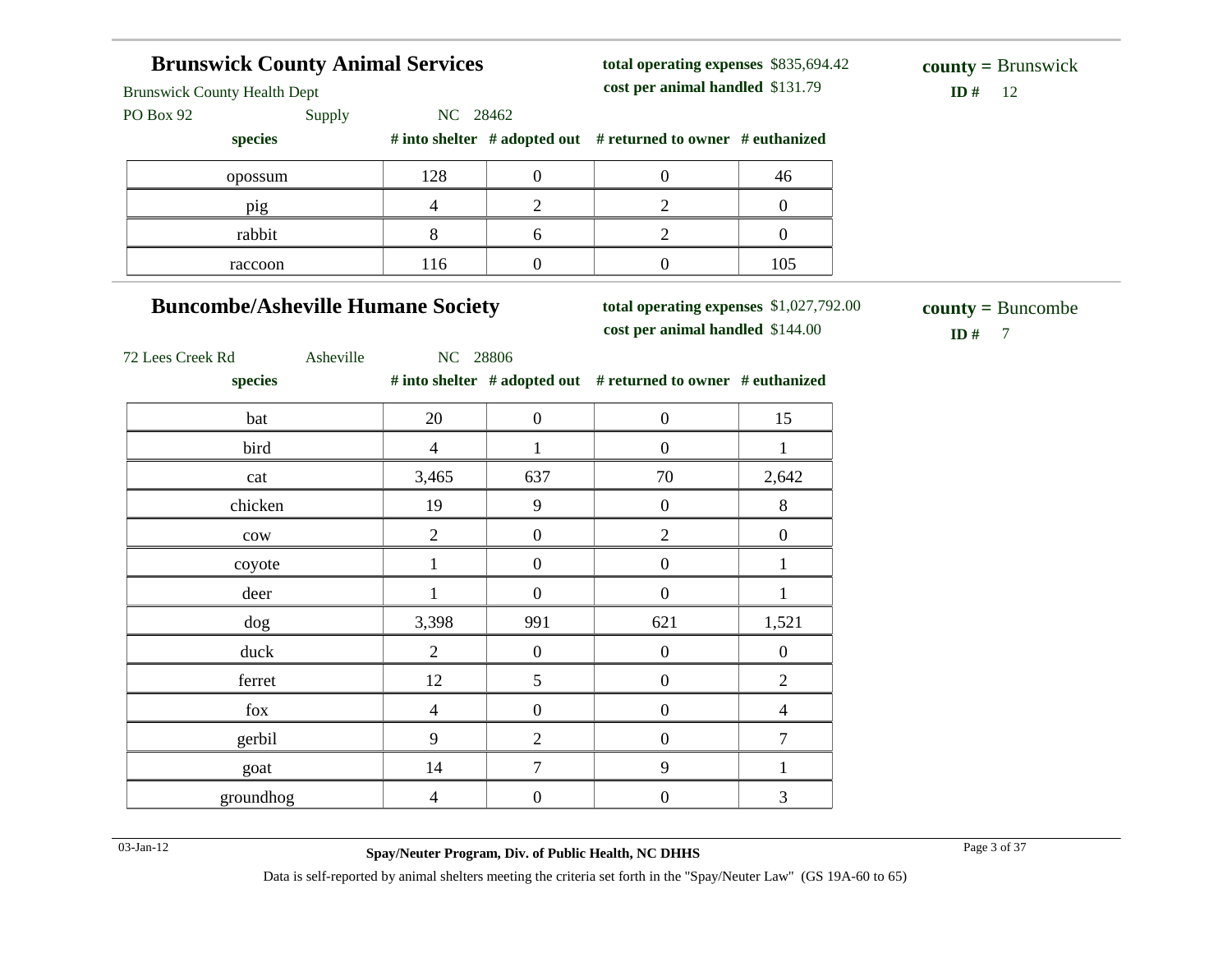## Brunswick County Animal Services

Brunswick County Health Dept
PO Box 92 Supply NC 28462

**total operating expenses** $835,694.42
**cost per animal handled** $131.79

**county =** Brunswick
**ID #** 12

| species | # into shelter | # adopted out | # returned to owner | # euthanized |
|---|---|---|---|---|
| opossum | 128 | 0 | 0 | 46 |
| pig | 4 | 2 | 2 | 0 |
| rabbit | 8 | 6 | 2 | 0 |
| raccoon | 116 | 0 | 0 | 105 |

## Buncombe/Asheville Humane Society

72 Lees Creek Rd Asheville NC 28806

**total operating expenses** $1,027,792.00
**cost per animal handled** $144.00

**county =** Buncombe
**ID #** 7

| species | # into shelter | # adopted out | # returned to owner | # euthanized |
|---|---|---|---|---|
| bat | 20 | 0 | 0 | 15 |
| bird | 4 | 1 | 0 | 1 |
| cat | 3,465 | 637 | 70 | 2,642 |
| chicken | 19 | 9 | 0 | 8 |
| cow | 2 | 0 | 2 | 0 |
| coyote | 1 | 0 | 0 | 1 |
| deer | 1 | 0 | 0 | 1 |
| dog | 3,398 | 991 | 621 | 1,521 |
| duck | 2 | 0 | 0 | 0 |
| ferret | 12 | 5 | 0 | 2 |
| fox | 4 | 0 | 0 | 4 |
| gerbil | 9 | 2 | 0 | 7 |
| goat | 14 | 7 | 9 | 1 |
| groundhog | 4 | 0 | 0 | 3 |

Data is self-reported by animal shelters meeting the criteria set forth in the "Spay/Neuter Law" (GS 19A-60 to 65)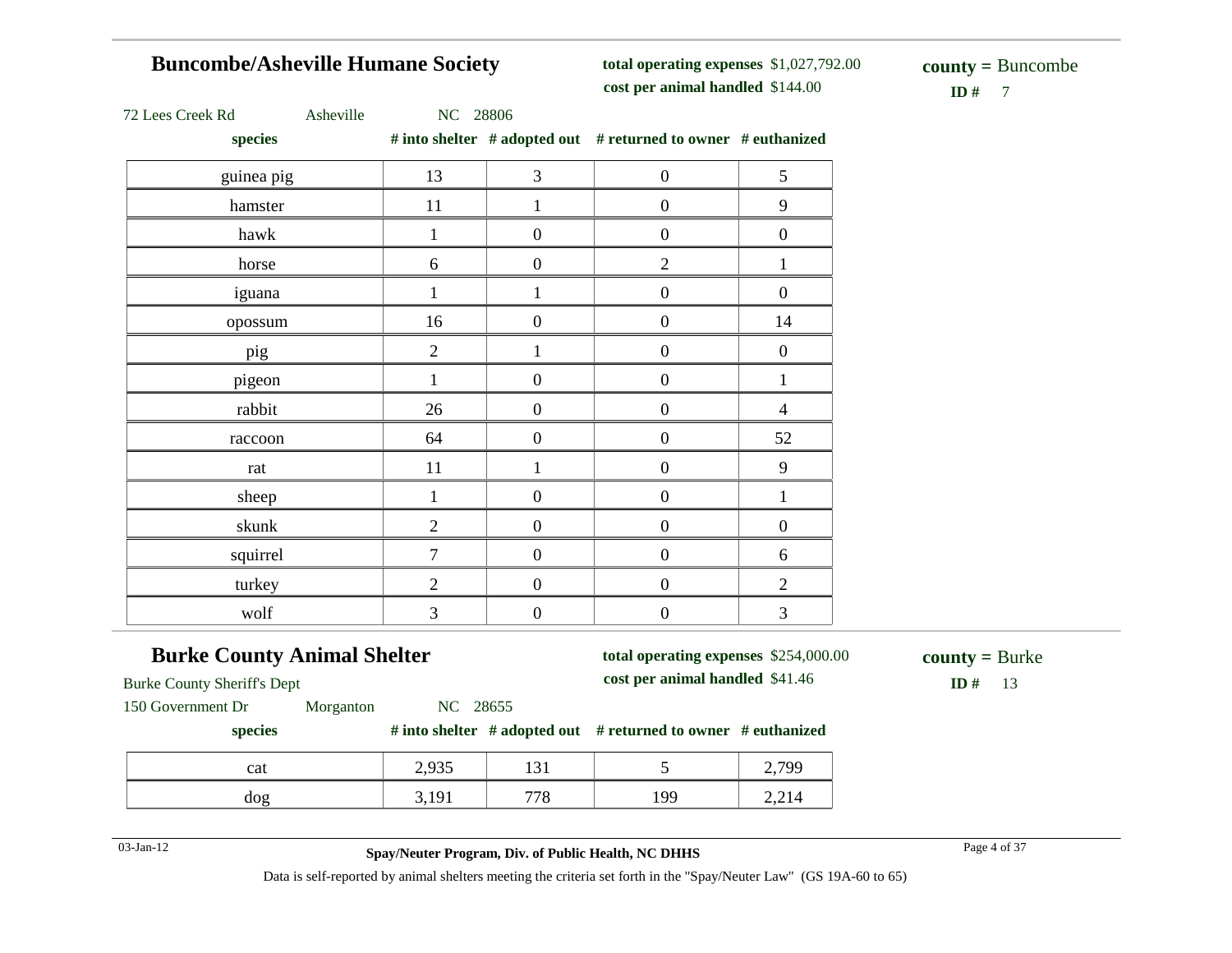## Buncombe/Asheville Humane Society

**total operating expenses** $1,027,792.00
**cost per animal handled** $144.00

**county =** Buncombe
**ID #** 7

72 Lees Creek Rd Asheville NC 28806

| species | # into shelter | # adopted out | # returned to owner | # euthanized |
|---|---|---|---|---|
| guinea pig | 13 | 3 | 0 | 5 |
| hamster | 11 | 1 | 0 | 9 |
| hawk | 1 | 0 | 0 | 0 |
| horse | 6 | 0 | 2 | 1 |
| iguana | 1 | 1 | 0 | 0 |
| opossum | 16 | 0 | 0 | 14 |
| pig | 2 | 1 | 0 | 0 |
| pigeon | 1 | 0 | 0 | 1 |
| rabbit | 26 | 0 | 0 | 4 |
| raccoon | 64 | 0 | 0 | 52 |
| rat | 11 | 1 | 0 | 9 |
| sheep | 1 | 0 | 0 | 1 |
| skunk | 2 | 0 | 0 | 0 |
| squirrel | 7 | 0 | 0 | 6 |
| turkey | 2 | 0 | 0 | 2 |
| wolf | 3 | 0 | 0 | 3 |

## Burke County Animal Shelter

**total operating expenses** $254,000.00
**cost per animal handled** $41.46

**county =** Burke
**ID #** 13

Burke County Sheriff's Dept
150 Government Dr Morganton NC 28655

| species | # into shelter | # adopted out | # returned to owner | # euthanized |
|---|---|---|---|---|
| cat | 2,935 | 131 | 5 | 2,799 |
| dog | 3,191 | 778 | 199 | 2,214 |

03-Jan-12

**Spay/Neuter Program, Div. of Public Health, NC DHHS**

Data is self-reported by animal shelters meeting the criteria set forth in the "Spay/Neuter Law" (GS 19A-60 to 65)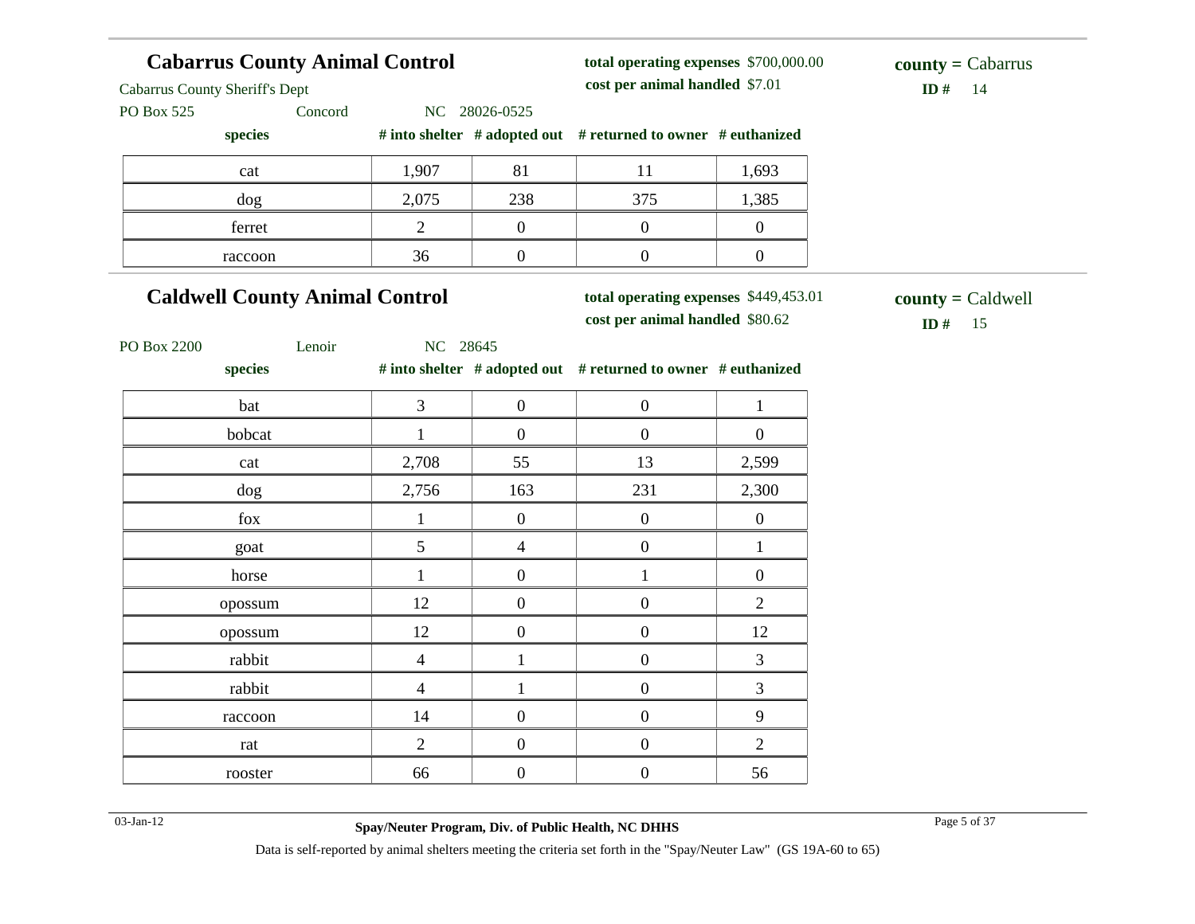## Cabarrus County Animal Control

Cabarrus County Sheriff's Dept

PO Box 525 Concord NC 28026-0525

**total operating expenses** $700,000.00

**cost per animal handled** $7.01

**county =** Cabarrus

**ID #** 14

| species | # into shelter | # adopted out | # returned to owner | # euthanized |
|---|---|---|---|---|
| cat | 1,907 | 81 | 11 | 1,693 |
| dog | 2,075 | 238 | 375 | 1,385 |
| ferret | 2 | 0 | 0 | 0 |
| raccoon | 36 | 0 | 0 | 0 |

## Caldwell County Animal Control

PO Box 2200 Lenoir NC 28645

**total operating expenses** $449,453.01

**cost per animal handled** $80.62

**county =** Caldwell

**ID #** 15

| species | # into shelter | # adopted out | # returned to owner | # euthanized |
|---|---|---|---|---|
| bat | 3 | 0 | 0 | 1 |
| bobcat | 1 | 0 | 0 | 0 |
| cat | 2,708 | 55 | 13 | 2,599 |
| dog | 2,756 | 163 | 231 | 2,300 |
| fox | 1 | 0 | 0 | 0 |
| goat | 5 | 4 | 0 | 1 |
| horse | 1 | 0 | 1 | 0 |
| opossum | 12 | 0 | 0 | 2 |
| opossum | 12 | 0 | 0 | 12 |
| rabbit | 4 | 1 | 0 | 3 |
| rabbit | 4 | 1 | 0 | 3 |
| raccoon | 14 | 0 | 0 | 9 |
| rat | 2 | 0 | 0 | 2 |
| rooster | 66 | 0 | 0 | 56 |

03-Jan-12

**Spay/Neuter Program, Div. of Public Health, NC DHHS**

Data is self-reported by animal shelters meeting the criteria set forth in the "Spay/Neuter Law" (GS 19A-60 to 65)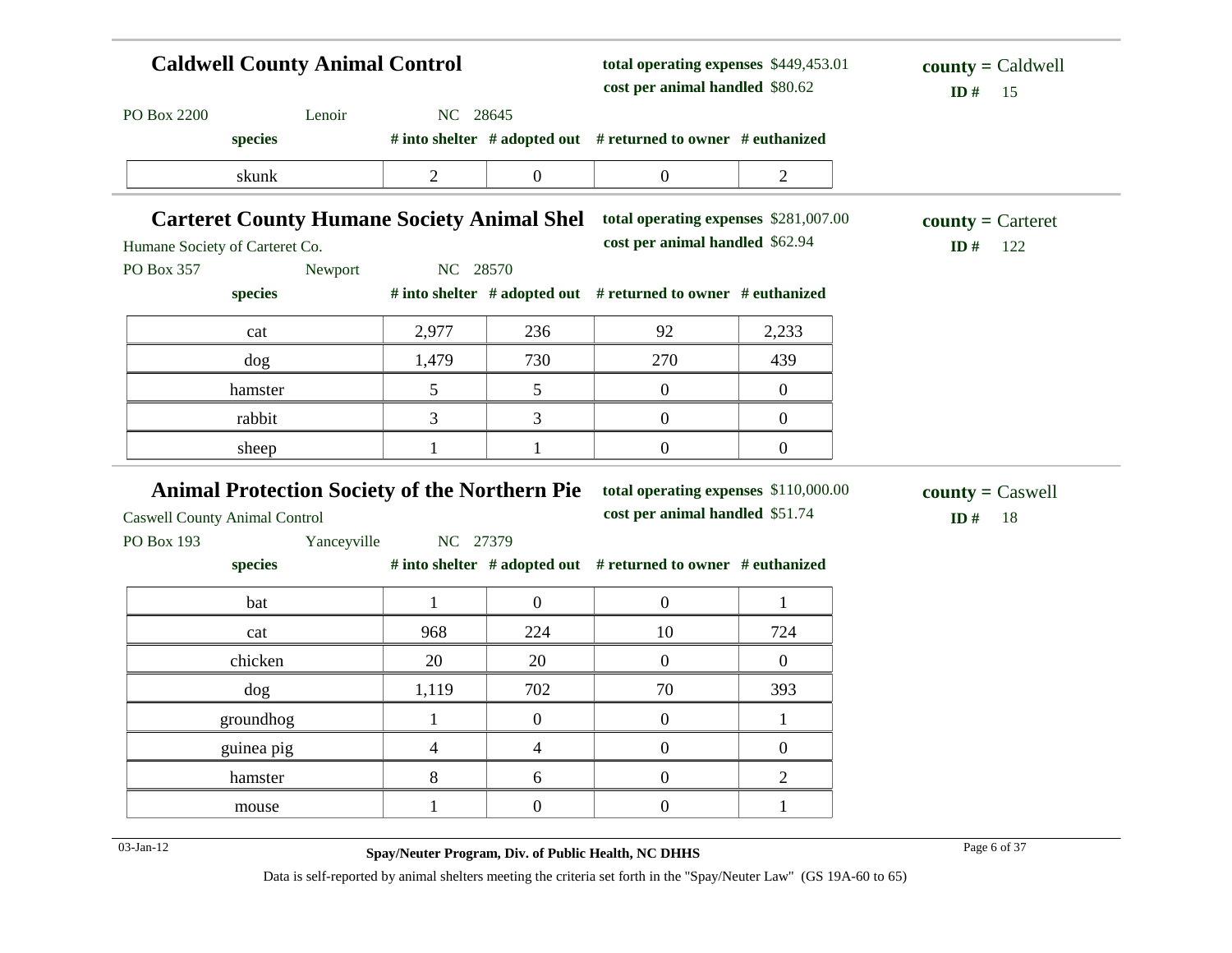## Caldwell County Animal Control

**total operating expenses** $449,453.01
**cost per animal handled** $80.62

**county =** Caldwell
**ID #** 15

PO Box 2200 Lenoir NC 28645

| species | # into shelter | # adopted out | # returned to owner | # euthanized |
|---|---|---|---|---|
| skunk | 2 | 0 | 0 | 2 |

## Carteret County Humane Society Animal Shel

**total operating expenses** $281,007.00
**cost per animal handled** $62.94

**county =** Carteret
**ID #** 122

Humane Society of Carteret Co.
PO Box 357 Newport NC 28570

| species | # into shelter | # adopted out | # returned to owner | # euthanized |
|---|---|---|---|---|
| cat | 2,977 | 236 | 92 | 2,233 |
| dog | 1,479 | 730 | 270 | 439 |
| hamster | 5 | 5 | 0 | 0 |
| rabbit | 3 | 3 | 0 | 0 |
| sheep | 1 | 1 | 0 | 0 |

## Animal Protection Society of the Northern Pie

**total operating expenses** $110,000.00
**cost per animal handled** $51.74

**county =** Caswell
**ID #** 18

Caswell County Animal Control
PO Box 193 Yanceyville NC 27379

| species | # into shelter | # adopted out | # returned to owner | # euthanized |
|---|---|---|---|---|
| bat | 1 | 0 | 0 | 1 |
| cat | 968 | 224 | 10 | 724 |
| chicken | 20 | 20 | 0 | 0 |
| dog | 1,119 | 702 | 70 | 393 |
| groundhog | 1 | 0 | 0 | 1 |
| guinea pig | 4 | 4 | 0 | 0 |
| hamster | 8 | 6 | 0 | 2 |
| mouse | 1 | 0 | 0 | 1 |

Data is self-reported by animal shelters meeting the criteria set forth in the "Spay/Neuter Law" (GS 19A-60 to 65)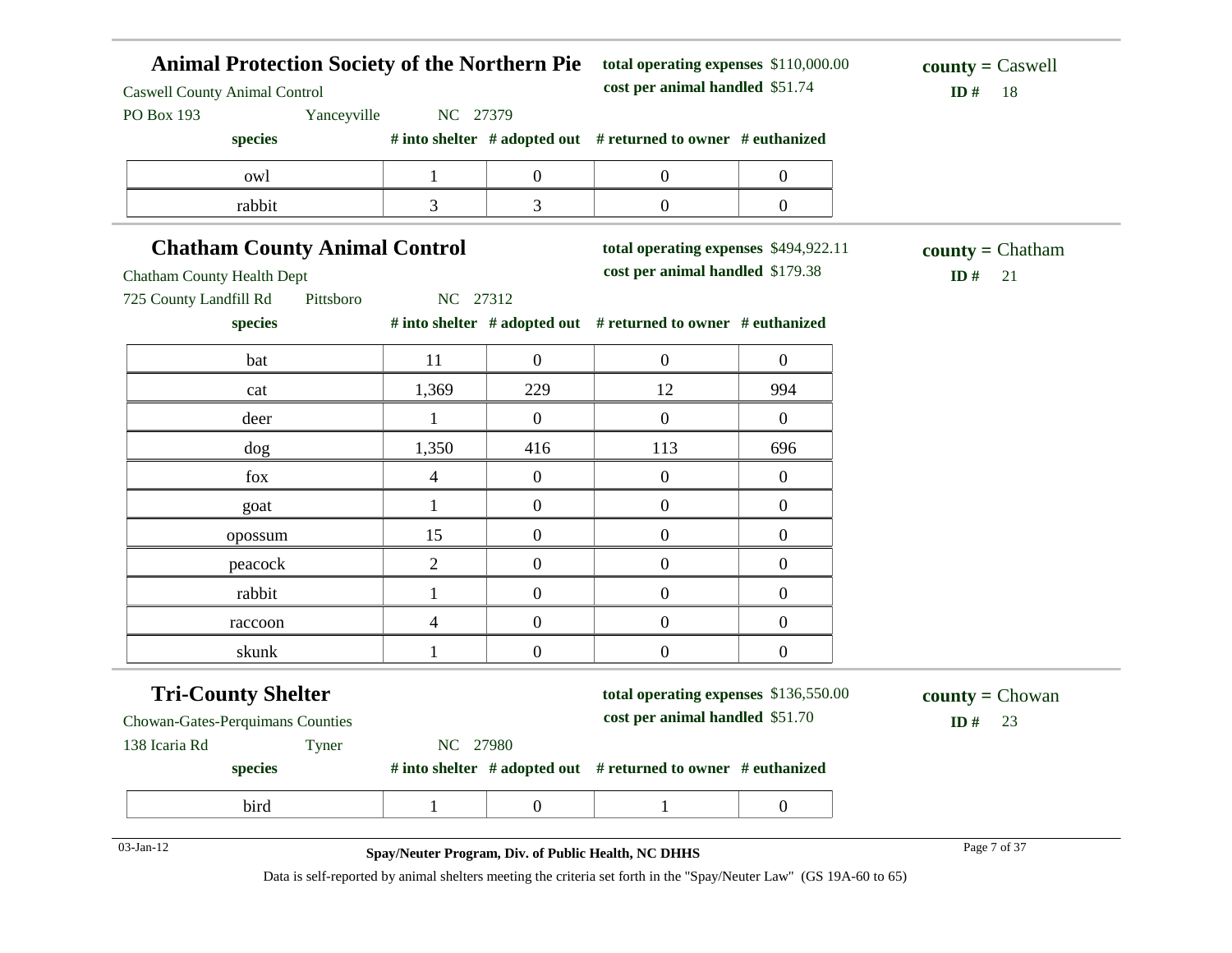## Animal Protection Society of the Northern Pie

Caswell County Animal Control
PO Box 193 Yanceyville NC 27379

**total operating expenses** $110,000.00
**cost per animal handled** $51.74

**county** = Caswell
**ID #** 18

| species | # into shelter | # adopted out | # returned to owner | # euthanized |
|---|---|---|---|---|
| owl | 1 | 0 | 0 | 0 |
| rabbit | 3 | 3 | 0 | 0 |

## Chatham County Animal Control

Chatham County Health Dept
725 County Landfill Rd Pittsboro NC 27312

**total operating expenses** $494,922.11
**cost per animal handled** $179.38

**county** = Chatham
**ID #** 21

| species | # into shelter | # adopted out | # returned to owner | # euthanized |
|---|---|---|---|---|
| bat | 11 | 0 | 0 | 0 |
| cat | 1,369 | 229 | 12 | 994 |
| deer | 1 | 0 | 0 | 0 |
| dog | 1,350 | 416 | 113 | 696 |
| fox | 4 | 0 | 0 | 0 |
| goat | 1 | 0 | 0 | 0 |
| opossum | 15 | 0 | 0 | 0 |
| peacock | 2 | 0 | 0 | 0 |
| rabbit | 1 | 0 | 0 | 0 |
| raccoon | 4 | 0 | 0 | 0 |
| skunk | 1 | 0 | 0 | 0 |

## Tri-County Shelter

Chowan-Gates-Perquimans Counties
138 Icaria Rd Tyner NC 27980

**total operating expenses** $136,550.00
**cost per animal handled** $51.70

**county** = Chowan
**ID #** 23

| species | # into shelter | # adopted out | # returned to owner | # euthanized |
|---|---|---|---|---|
| bird | 1 | 0 | 1 | 0 |

03-Jan-12 **Spay/Neuter Program, Div. of Public Health, NC DHHS**

Data is self-reported by animal shelters meeting the criteria set forth in the "Spay/Neuter Law" (GS 19A-60 to 65)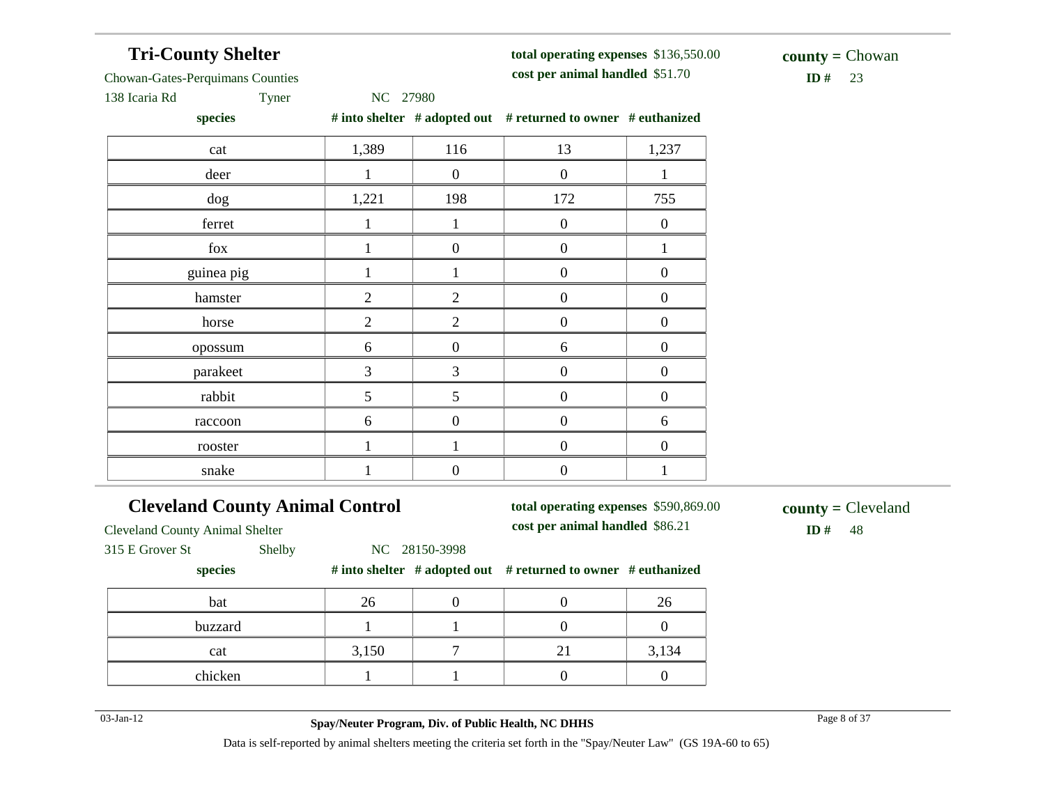## Tri-County Shelter

**total operating expenses** $136,550.00
**cost per animal handled** $51.70

**county =** Chowan
**ID #** 23

Chowan-Gates-Perquimans Counties
138 Icaria Rd Tyner NC 27980

| species | # into shelter | # adopted out | # returned to owner | # euthanized |
|---|---|---|---|---|
| cat | 1,389 | 116 | 13 | 1,237 |
| deer | 1 | 0 | 0 | 1 |
| dog | 1,221 | 198 | 172 | 755 |
| ferret | 1 | 1 | 0 | 0 |
| fox | 1 | 0 | 0 | 1 |
| guinea pig | 1 | 1 | 0 | 0 |
| hamster | 2 | 2 | 0 | 0 |
| horse | 2 | 2 | 0 | 0 |
| opossum | 6 | 0 | 6 | 0 |
| parakeet | 3 | 3 | 0 | 0 |
| rabbit | 5 | 5 | 0 | 0 |
| raccoon | 6 | 0 | 0 | 6 |
| rooster | 1 | 1 | 0 | 0 |
| snake | 1 | 0 | 0 | 1 |

## Cleveland County Animal Control

**total operating expenses** $590,869.00
**cost per animal handled** $86.21

**county =** Cleveland
**ID #** 48

Cleveland County Animal Shelter
315 E Grover St Shelby NC 28150-3998

| species | # into shelter | # adopted out | # returned to owner | # euthanized |
|---|---|---|---|---|
| bat | 26 | 0 | 0 | 26 |
| buzzard | 1 | 1 | 0 | 0 |
| cat | 3,150 | 7 | 21 | 3,134 |
| chicken | 1 | 1 | 0 | 0 |

Data is self-reported by animal shelters meeting the criteria set forth in the "Spay/Neuter Law" (GS 19A-60 to 65)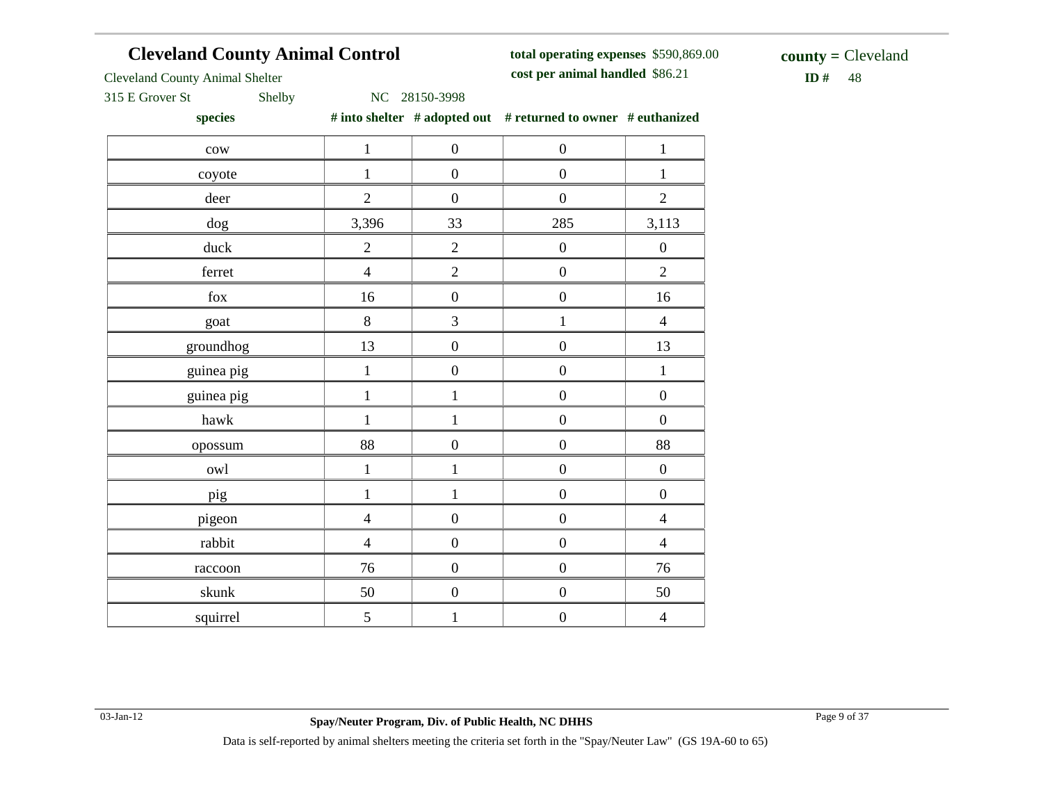## Cleveland County Animal Control

Cleveland County Animal Shelter
315 E Grover St Shelby NC 28150-3998

**total operating expenses** $590,869.00
**cost per animal handled** $86.21

**county =** Cleveland
**ID #** 48

| species | # into shelter | # adopted out | # returned to owner | # euthanized |
|---|---|---|---|---|
| cow | 1 | 0 | 0 | 1 |
| coyote | 1 | 0 | 0 | 1 |
| deer | 2 | 0 | 0 | 2 |
| dog | 3,396 | 33 | 285 | 3,113 |
| duck | 2 | 2 | 0 | 0 |
| ferret | 4 | 2 | 0 | 2 |
| fox | 16 | 0 | 0 | 16 |
| goat | 8 | 3 | 1 | 4 |
| groundhog | 13 | 0 | 0 | 13 |
| guinea pig | 1 | 0 | 0 | 1 |
| guinea pig | 1 | 1 | 0 | 0 |
| hawk | 1 | 1 | 0 | 0 |
| opossum | 88 | 0 | 0 | 88 |
| owl | 1 | 1 | 0 | 0 |
| pig | 1 | 1 | 0 | 0 |
| pigeon | 4 | 0 | 0 | 4 |
| rabbit | 4 | 0 | 0 | 4 |
| raccoon | 76 | 0 | 0 | 76 |
| skunk | 50 | 0 | 0 | 50 |
| squirrel | 5 | 1 | 0 | 4 |

03-Jan-12

**Spay/Neuter Program, Div. of Public Health, NC DHHS**

Data is self-reported by animal shelters meeting the criteria set forth in the "Spay/Neuter Law" (GS 19A-60 to 65)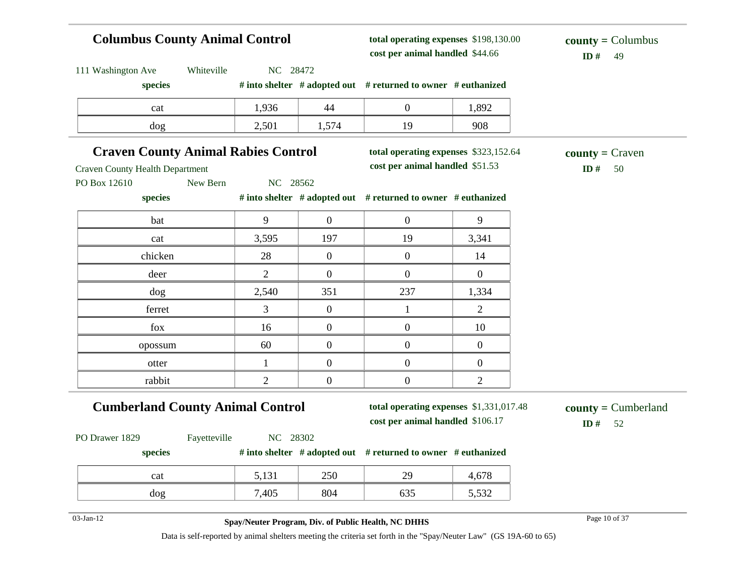## Columbus County Animal Control

**total operating expenses** $198,130.00
**cost per animal handled** $44.66

**county =** Columbus
**ID #** 49

111 Washington Ave  Whiteville  NC 28472

| species | # into shelter | # adopted out | # returned to owner | # euthanized |
|---|---|---|---|---|
| cat | 1,936 | 44 | 0 | 1,892 |
| dog | 2,501 | 1,574 | 19 | 908 |

## Craven County Animal Rabies Control

**total operating expenses** $323,152.64
**cost per animal handled** $51.53

**county =** Craven
**ID #** 50

Craven County Health Department
PO Box 12610  New Bern  NC 28562

| species | # into shelter | # adopted out | # returned to owner | # euthanized |
|---|---|---|---|---|
| bat | 9 | 0 | 0 | 9 |
| cat | 3,595 | 197 | 19 | 3,341 |
| chicken | 28 | 0 | 0 | 14 |
| deer | 2 | 0 | 0 | 0 |
| dog | 2,540 | 351 | 237 | 1,334 |
| ferret | 3 | 0 | 1 | 2 |
| fox | 16 | 0 | 0 | 10 |
| opossum | 60 | 0 | 0 | 0 |
| otter | 1 | 0 | 0 | 0 |
| rabbit | 2 | 0 | 0 | 2 |

## Cumberland County Animal Control

**total operating expenses** $1,331,017.48
**cost per animal handled** $106.17

**county =** Cumberland
**ID #** 52

PO Drawer 1829  Fayetteville  NC 28302

| species | # into shelter | # adopted out | # returned to owner | # euthanized |
|---|---|---|---|---|
| cat | 5,131 | 250 | 29 | 4,678 |
| dog | 7,405 | 804 | 635 | 5,532 |

Data is self-reported by animal shelters meeting the criteria set forth in the "Spay/Neuter Law" (GS 19A-60 to 65)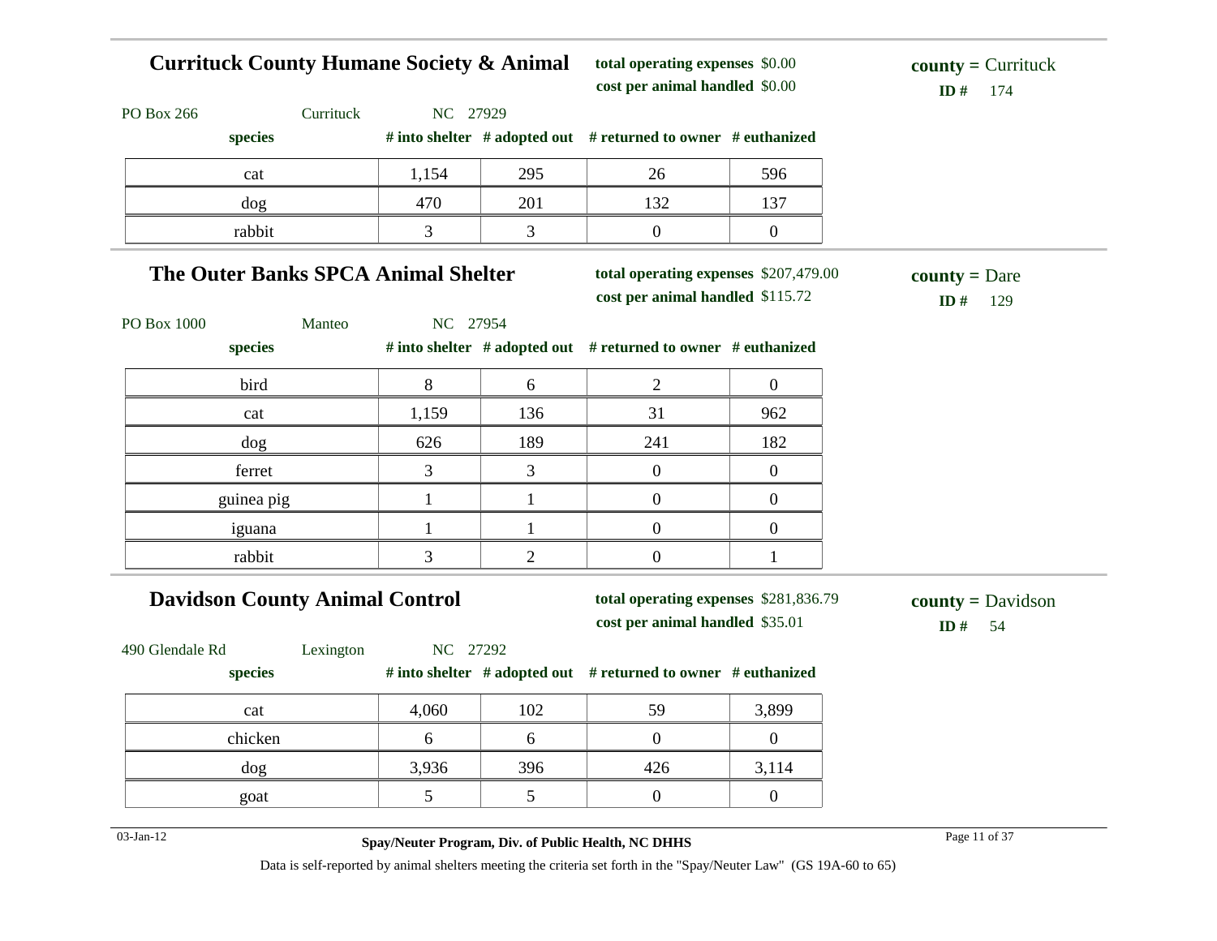## Currituck County Humane Society & Animal

**total operating expenses** $0.00
**cost per animal handled** $0.00

**county =** Currituck
**ID #** 174

PO Box 266 Currituck NC 27929

| species | # into shelter | # adopted out | # returned to owner | # euthanized |
|---|---|---|---|---|
| cat | 1,154 | 295 | 26 | 596 |
| dog | 470 | 201 | 132 | 137 |
| rabbit | 3 | 3 | 0 | 0 |

## The Outer Banks SPCA Animal Shelter

**total operating expenses** $207,479.00
**cost per animal handled** $115.72

**county =** Dare
**ID #** 129

PO Box 1000 Manteo NC 27954

| species | # into shelter | # adopted out | # returned to owner | # euthanized |
|---|---|---|---|---|
| bird | 8 | 6 | 2 | 0 |
| cat | 1,159 | 136 | 31 | 962 |
| dog | 626 | 189 | 241 | 182 |
| ferret | 3 | 3 | 0 | 0 |
| guinea pig | 1 | 1 | 0 | 0 |
| iguana | 1 | 1 | 0 | 0 |
| rabbit | 3 | 2 | 0 | 1 |

## Davidson County Animal Control

**total operating expenses** $281,836.79
**cost per animal handled** $35.01

**county =** Davidson
**ID #** 54

490 Glendale Rd Lexington NC 27292

| species | # into shelter | # adopted out | # returned to owner | # euthanized |
|---|---|---|---|---|
| cat | 4,060 | 102 | 59 | 3,899 |
| chicken | 6 | 6 | 0 | 0 |
| dog | 3,936 | 396 | 426 | 3,114 |
| goat | 5 | 5 | 0 | 0 |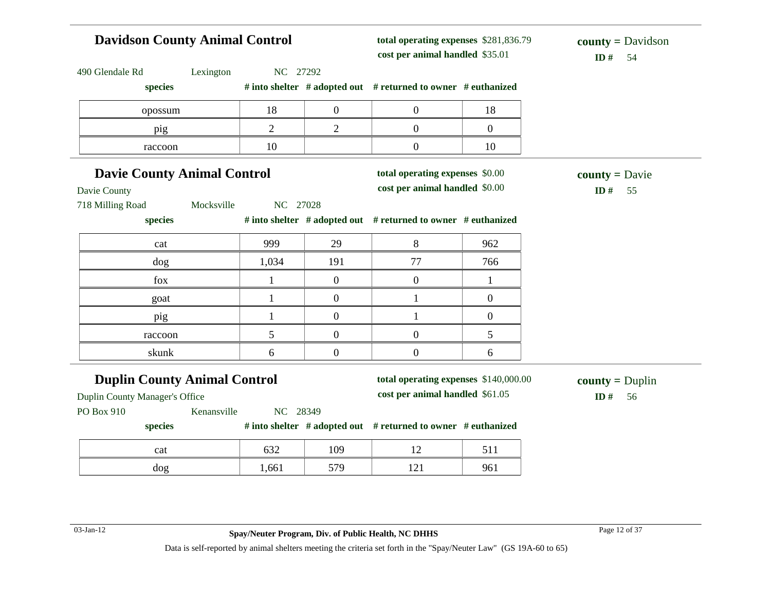## Davidson County Animal Control

**total operating expenses** $281,836.79
**cost per animal handled** $35.01

**county =** Davidson
**ID #** 54

490 Glendale Rd Lexington NC 27292

| species | # into shelter | # adopted out | # returned to owner | # euthanized |
|---|---|---|---|---|
| opossum | 18 | 0 | 0 | 18 |
| pig | 2 | 2 | 0 | 0 |
| raccoon | 10 | | 0 | 10 |

## Davie County Animal Control

**total operating expenses** $0.00
**cost per animal handled** $0.00

**county =** Davie
**ID #** 55

Davie County
718 Milling Road Mocksville NC 27028

| species | # into shelter | # adopted out | # returned to owner | # euthanized |
|---|---|---|---|---|
| cat | 999 | 29 | 8 | 962 |
| dog | 1,034 | 191 | 77 | 766 |
| fox | 1 | 0 | 0 | 1 |
| goat | 1 | 0 | 1 | 0 |
| pig | 1 | 0 | 1 | 0 |
| raccoon | 5 | 0 | 0 | 5 |
| skunk | 6 | 0 | 0 | 6 |

## Duplin County Animal Control

**total operating expenses** $140,000.00
**cost per animal handled** $61.05

**county =** Duplin
**ID #** 56

Duplin County Manager's Office
PO Box 910 Kenansville NC 28349

| species | # into shelter | # adopted out | # returned to owner | # euthanized |
|---|---|---|---|---|
| cat | 632 | 109 | 12 | 511 |
| dog | 1,661 | 579 | 121 | 961 |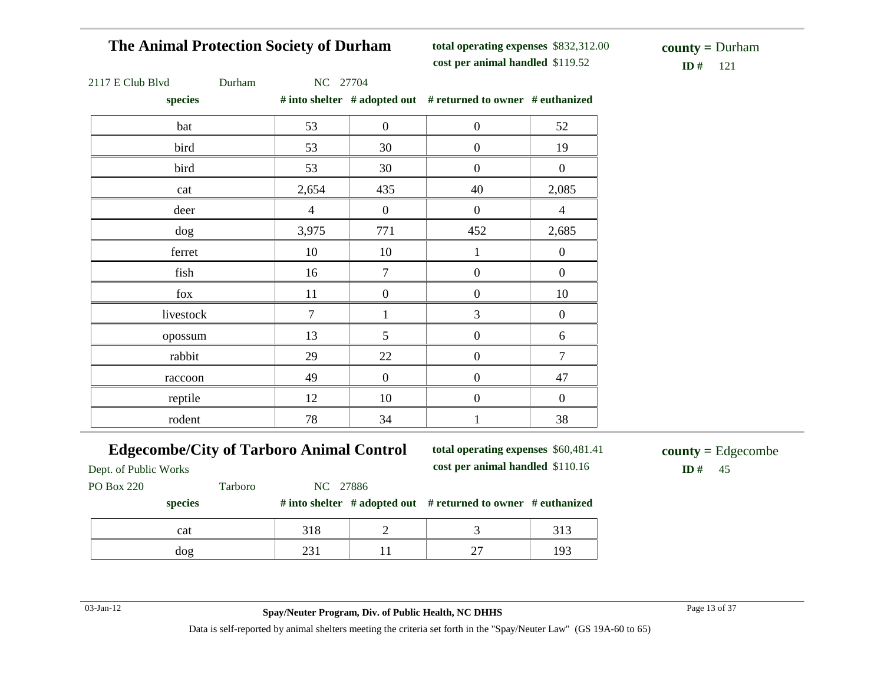## The Animal Protection Society of Durham

**total operating expenses** $832,312.00
**cost per animal handled** $119.52

**county =** Durham
**ID #** 121

2117 E Club Blvd Durham NC 27704

| species | # into shelter | # adopted out | # returned to owner | # euthanized |
|---|---|---|---|---|
| bat | 53 | 0 | 0 | 52 |
| bird | 53 | 30 | 0 | 19 |
| bird | 53 | 30 | 0 | 0 |
| cat | 2,654 | 435 | 40 | 2,085 |
| deer | 4 | 0 | 0 | 4 |
| dog | 3,975 | 771 | 452 | 2,685 |
| ferret | 10 | 10 | 1 | 0 |
| fish | 16 | 7 | 0 | 0 |
| fox | 11 | 0 | 0 | 10 |
| livestock | 7 | 1 | 3 | 0 |
| opossum | 13 | 5 | 0 | 6 |
| rabbit | 29 | 22 | 0 | 7 |
| raccoon | 49 | 0 | 0 | 47 |
| reptile | 12 | 10 | 0 | 0 |
| rodent | 78 | 34 | 1 | 38 |

## Edgecombe/City of Tarboro Animal Control

**total operating expenses** $60,481.41
**cost per animal handled** $110.16

**county =** Edgecombe
**ID #** 45

Dept. of Public Works
PO Box 220 Tarboro NC 27886

| species | # into shelter | # adopted out | # returned to owner | # euthanized |
|---|---|---|---|---|
| cat | 318 | 2 | 3 | 313 |
| dog | 231 | 11 | 27 | 193 |

03-Jan-12

**Spay/Neuter Program, Div. of Public Health, NC DHHS**

Data is self-reported by animal shelters meeting the criteria set forth in the "Spay/Neuter Law" (GS 19A-60 to 65)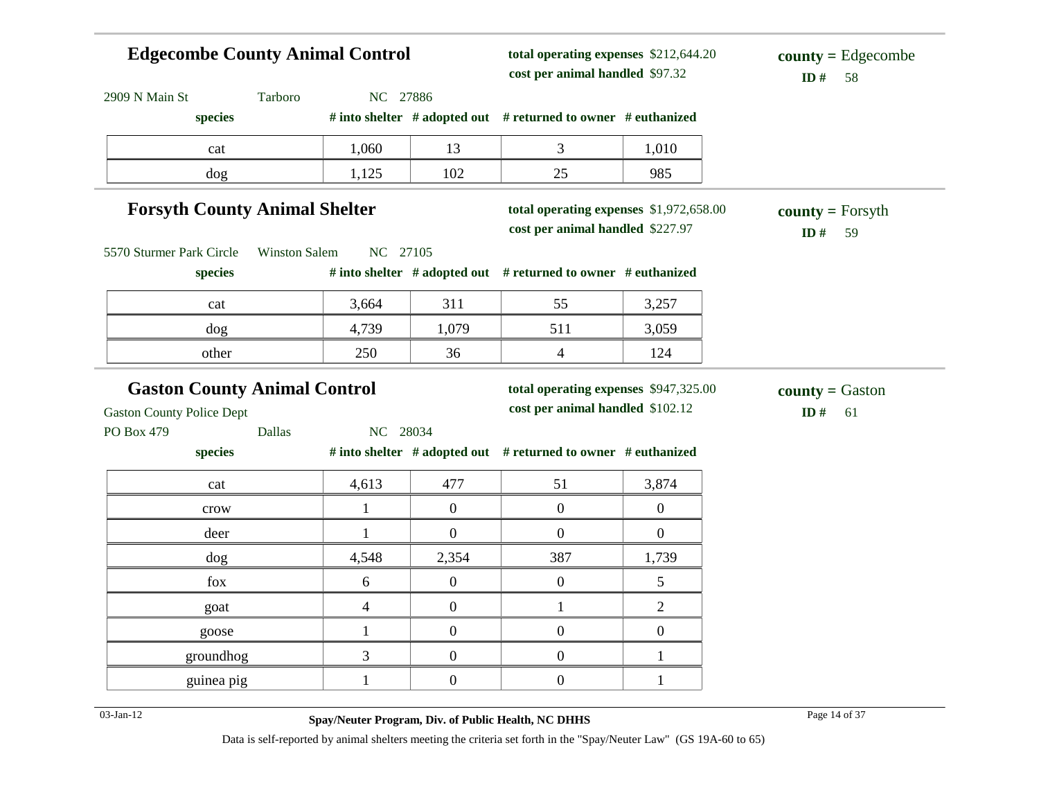## Edgecombe County Animal Control

**total operating expenses** $212,644.20
**cost per animal handled** $97.32

**county =** Edgecombe
**ID #** 58

2909 N Main St Tarboro NC 27886

| species | # into shelter | # adopted out | # returned to owner | # euthanized |
|---|---|---|---|---|
| cat | 1,060 | 13 | 3 | 1,010 |
| dog | 1,125 | 102 | 25 | 985 |

## Forsyth County Animal Shelter

**total operating expenses** $1,972,658.00
**cost per animal handled** $227.97

**county =** Forsyth
**ID #** 59

5570 Sturmer Park Circle Winston Salem NC 27105

| species | # into shelter | # adopted out | # returned to owner | # euthanized |
|---|---|---|---|---|
| cat | 3,664 | 311 | 55 | 3,257 |
| dog | 4,739 | 1,079 | 511 | 3,059 |
| other | 250 | 36 | 4 | 124 |

## Gaston County Animal Control

**total operating expenses** $947,325.00
**cost per animal handled** $102.12

**county =** Gaston
**ID #** 61

Gaston County Police Dept
PO Box 479 Dallas NC 28034

| species | # into shelter | # adopted out | # returned to owner | # euthanized |
|---|---|---|---|---|
| cat | 4,613 | 477 | 51 | 3,874 |
| crow | 1 | 0 | 0 | 0 |
| deer | 1 | 0 | 0 | 0 |
| dog | 4,548 | 2,354 | 387 | 1,739 |
| fox | 6 | 0 | 0 | 5 |
| goat | 4 | 0 | 1 | 2 |
| goose | 1 | 0 | 0 | 0 |
| groundhog | 3 | 0 | 0 | 1 |
| guinea pig | 1 | 0 | 0 | 1 |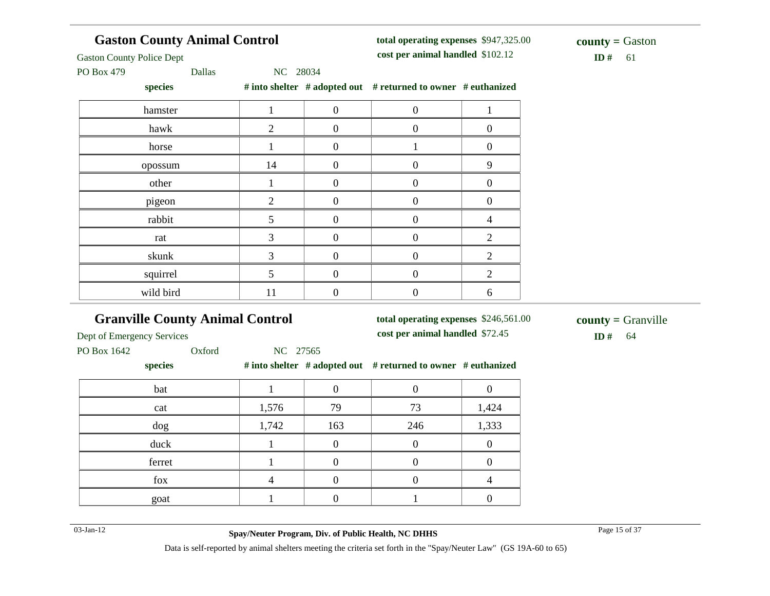## Gaston County Animal Control

Gaston County Police Dept
PO Box 479 Dallas NC 28034

**total operating expenses** $947,325.00
**cost per animal handled** $102.12

**county =** Gaston
**ID #** 61

| species | # into shelter | # adopted out | # returned to owner | # euthanized |
|---|---|---|---|---|
| hamster | 1 | 0 | 0 | 1 |
| hawk | 2 | 0 | 0 | 0 |
| horse | 1 | 0 | 1 | 0 |
| opossum | 14 | 0 | 0 | 9 |
| other | 1 | 0 | 0 | 0 |
| pigeon | 2 | 0 | 0 | 0 |
| rabbit | 5 | 0 | 0 | 4 |
| rat | 3 | 0 | 0 | 2 |
| skunk | 3 | 0 | 0 | 2 |
| squirrel | 5 | 0 | 0 | 2 |
| wild bird | 11 | 0 | 0 | 6 |

## Granville County Animal Control

Dept of Emergency Services
PO Box 1642 Oxford NC 27565

**total operating expenses** $246,561.00
**cost per animal handled** $72.45

**county =** Granville
**ID #** 64

| species | # into shelter | # adopted out | # returned to owner | # euthanized |
|---|---|---|---|---|
| bat | 1 | 0 | 0 | 0 |
| cat | 1,576 | 79 | 73 | 1,424 |
| dog | 1,742 | 163 | 246 | 1,333 |
| duck | 1 | 0 | 0 | 0 |
| ferret | 1 | 0 | 0 | 0 |
| fox | 4 | 0 | 0 | 4 |
| goat | 1 | 0 | 1 | 0 |

Data is self-reported by animal shelters meeting the criteria set forth in the "Spay/Neuter Law" (GS 19A-60 to 65)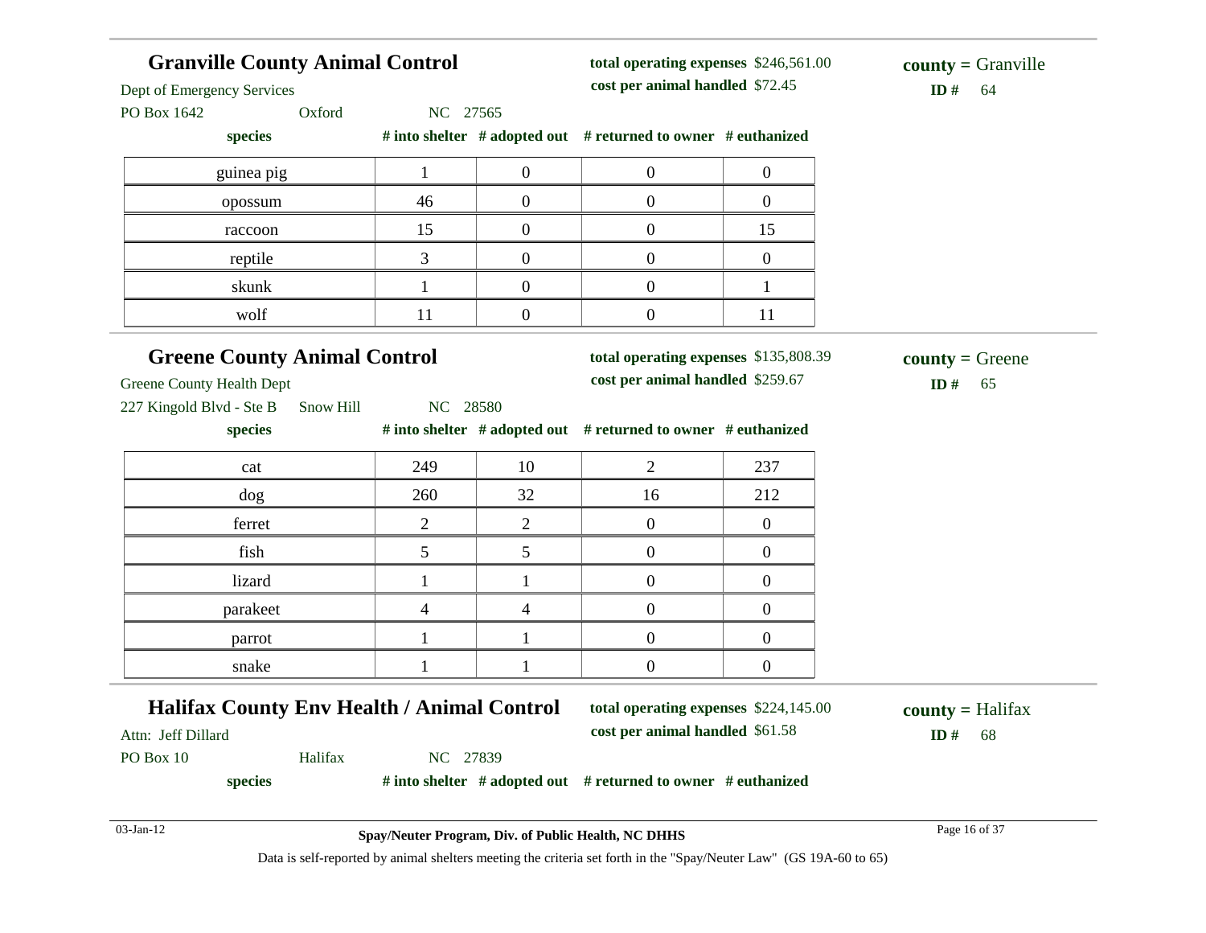## Granville County Animal Control

Dept of Emergency Services
PO Box 1642 Oxford NC 27565

**total operating expenses** $246,561.00
**cost per animal handled** $72.45

**county =** Granville
**ID #** 64

| species | # into shelter | # adopted out | # returned to owner | # euthanized |
|---|---|---|---|---|
| guinea pig | 1 | 0 | 0 | 0 |
| opossum | 46 | 0 | 0 | 0 |
| raccoon | 15 | 0 | 0 | 15 |
| reptile | 3 | 0 | 0 | 0 |
| skunk | 1 | 0 | 0 | 1 |
| wolf | 11 | 0 | 0 | 11 |

## Greene County Animal Control

Greene County Health Dept
227 Kingold Blvd - Ste B Snow Hill NC 28580

**total operating expenses** $135,808.39
**cost per animal handled** $259.67

**county =** Greene
**ID #** 65

| species | # into shelter | # adopted out | # returned to owner | # euthanized |
|---|---|---|---|---|
| cat | 249 | 10 | 2 | 237 |
| dog | 260 | 32 | 16 | 212 |
| ferret | 2 | 2 | 0 | 0 |
| fish | 5 | 5 | 0 | 0 |
| lizard | 1 | 1 | 0 | 0 |
| parakeet | 4 | 4 | 0 | 0 |
| parrot | 1 | 1 | 0 | 0 |
| snake | 1 | 1 | 0 | 0 |

## Halifax County Env Health / Animal Control

Attn: Jeff Dillard
PO Box 10 Halifax NC 27839

**total operating expenses** $224,145.00
**cost per animal handled** $61.58

**county =** Halifax
**ID #** 68

| species | # into shelter | # adopted out | # returned to owner | # euthanized |
|---|---|---|---|---|

Spay/Neuter Program, Div. of Public Health, NC DHHS

Data is self-reported by animal shelters meeting the criteria set forth in the "Spay/Neuter Law" (GS 19A-60 to 65)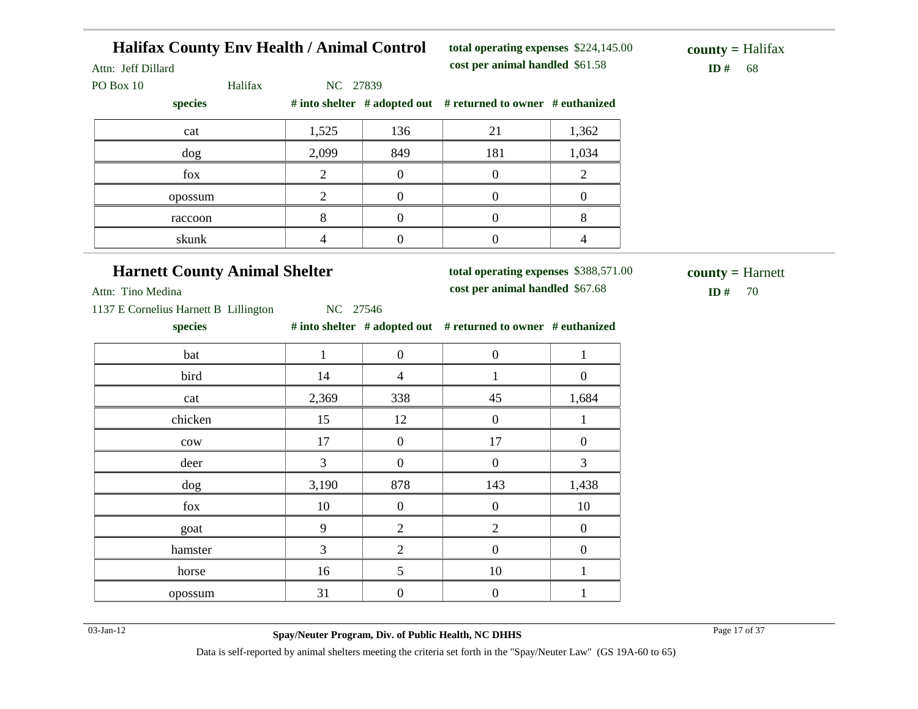## Halifax County Env Health / Animal Control

Attn: Jeff Dillard

PO Box 10 Halifax NC 27839

**total operating expenses** $224,145.00

**cost per animal handled** $61.58

**county =** Halifax

**ID #** 68

| species | # into shelter | # adopted out | # returned to owner | # euthanized |
|---|---|---|---|---|
| cat | 1,525 | 136 | 21 | 1,362 |
| dog | 2,099 | 849 | 181 | 1,034 |
| fox | 2 | 0 | 0 | 2 |
| opossum | 2 | 0 | 0 | 0 |
| raccoon | 8 | 0 | 0 | 8 |
| skunk | 4 | 0 | 0 | 4 |

## Harnett County Animal Shelter

Attn: Tino Medina

1137 E Cornelius Harnett B Lillington NC 27546

**total operating expenses** $388,571.00

**cost per animal handled** $67.68

**county =** Harnett

**ID #** 70

| species | # into shelter | # adopted out | # returned to owner | # euthanized |
|---|---|---|---|---|
| bat | 1 | 0 | 0 | 1 |
| bird | 14 | 4 | 1 | 0 |
| cat | 2,369 | 338 | 45 | 1,684 |
| chicken | 15 | 12 | 0 | 1 |
| cow | 17 | 0 | 17 | 0 |
| deer | 3 | 0 | 0 | 3 |
| dog | 3,190 | 878 | 143 | 1,438 |
| fox | 10 | 0 | 0 | 10 |
| goat | 9 | 2 | 2 | 0 |
| hamster | 3 | 2 | 0 | 0 |
| horse | 16 | 5 | 10 | 1 |
| opossum | 31 | 0 | 0 | 1 |

03-Jan-12

**Spay/Neuter Program, Div. of Public Health, NC DHHS**

Data is self-reported by animal shelters meeting the criteria set forth in the "Spay/Neuter Law" (GS 19A-60 to 65)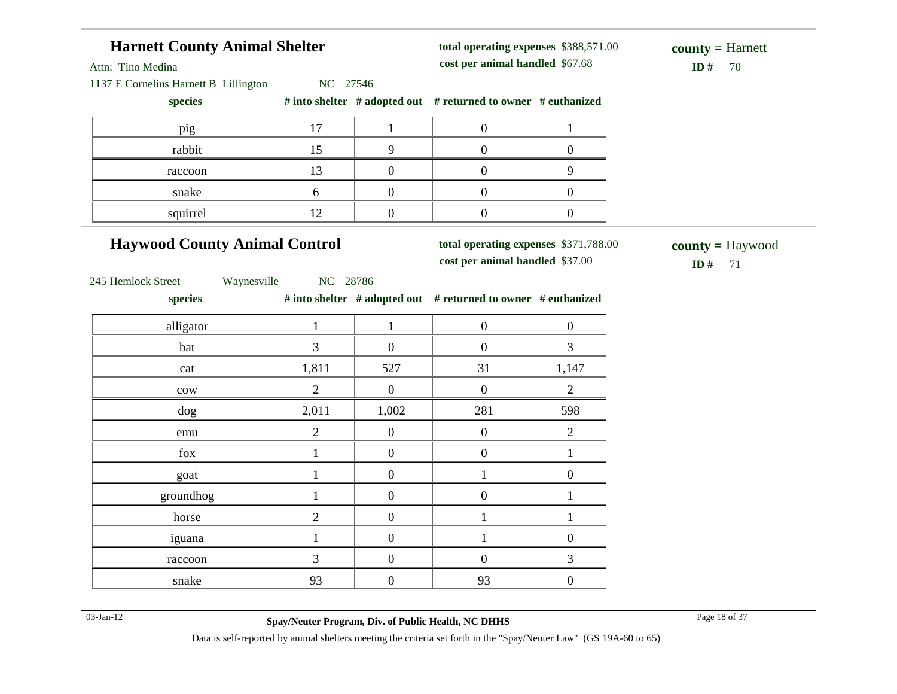## Harnett County Animal Shelter

Attn: Tino Medina

1137 E Cornelius Harnett B Lillington NC 27546

**total operating expenses** $388,571.00

**cost per animal handled** $67.68

**county =** Harnett

**ID #** 70

| species | # into shelter | # adopted out | # returned to owner | # euthanized |
|---|---|---|---|---|
| pig | 17 | 1 | 0 | 1 |
| rabbit | 15 | 9 | 0 | 0 |
| raccoon | 13 | 0 | 0 | 9 |
| snake | 6 | 0 | 0 | 0 |
| squirrel | 12 | 0 | 0 | 0 |

## Haywood County Animal Control

245 Hemlock Street Waynesville NC 28786

**total operating expenses** $371,788.00

**cost per animal handled** $37.00

**county =** Haywood

**ID #** 71

| species | # into shelter | # adopted out | # returned to owner | # euthanized |
|---|---|---|---|---|
| alligator | 1 | 1 | 0 | 0 |
| bat | 3 | 0 | 0 | 3 |
| cat | 1,811 | 527 | 31 | 1,147 |
| cow | 2 | 0 | 0 | 2 |
| dog | 2,011 | 1,002 | 281 | 598 |
| emu | 2 | 0 | 0 | 2 |
| fox | 1 | 0 | 0 | 1 |
| goat | 1 | 0 | 1 | 0 |
| groundhog | 1 | 0 | 0 | 1 |
| horse | 2 | 0 | 1 | 1 |
| iguana | 1 | 0 | 1 | 0 |
| raccoon | 3 | 0 | 0 | 3 |
| snake | 93 | 0 | 93 | 0 |

Data is self-reported by animal shelters meeting the criteria set forth in the "Spay/Neuter Law" (GS 19A-60 to 65)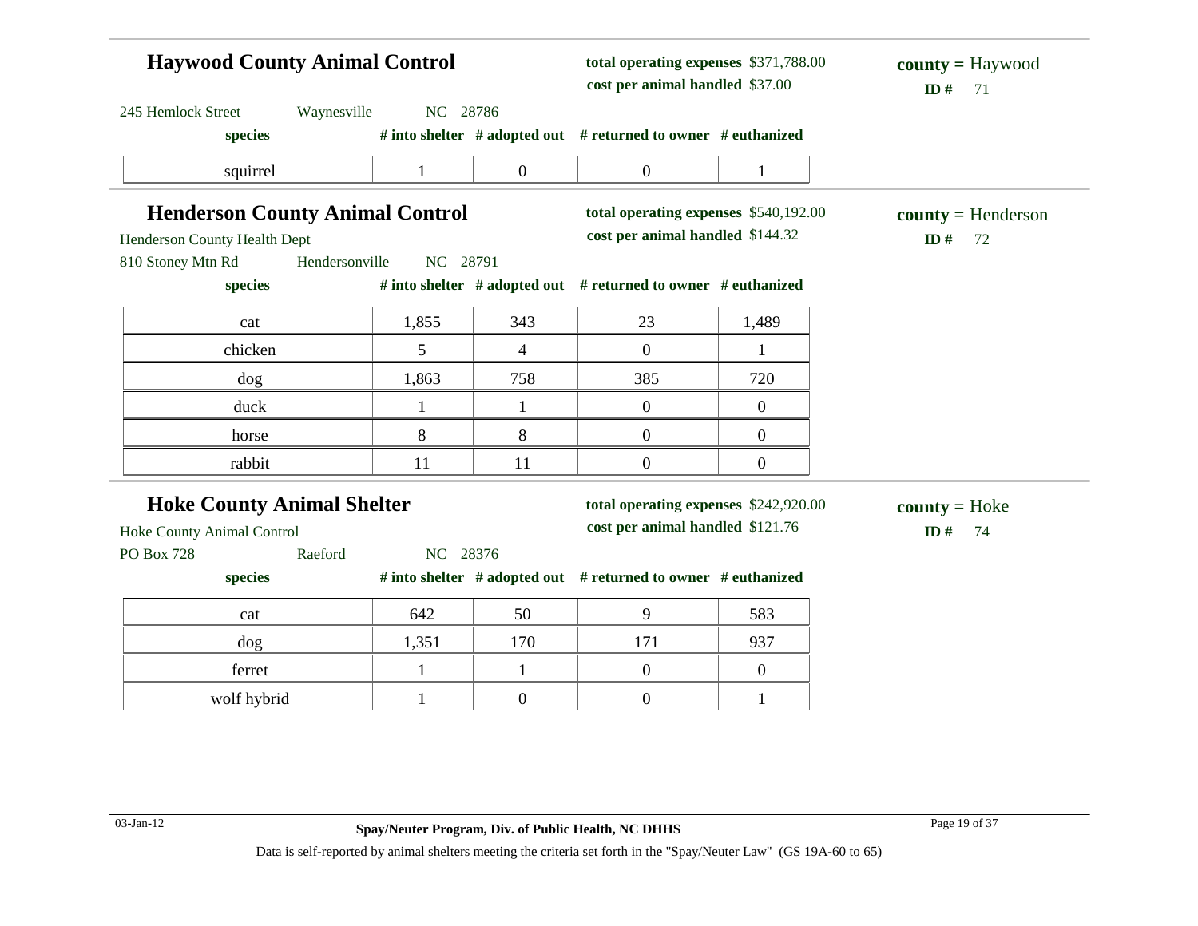## Haywood County Animal Control

**total operating expenses** $371,788.00
**cost per animal handled** $37.00

**county =** Haywood
**ID #** 71

245 Hemlock Street Waynesville NC 28786

| species | # into shelter | # adopted out | # returned to owner | # euthanized |
|---|---|---|---|---|
| squirrel | 1 | 0 | 0 | 1 |

## Henderson County Animal Control

**total operating expenses** $540,192.00
**cost per animal handled** $144.32

**county =** Henderson
**ID #** 72

Henderson County Health Dept
810 Stoney Mtn Rd Hendersonville NC 28791

| species | # into shelter | # adopted out | # returned to owner | # euthanized |
|---|---|---|---|---|
| cat | 1,855 | 343 | 23 | 1,489 |
| chicken | 5 | 4 | 0 | 1 |
| dog | 1,863 | 758 | 385 | 720 |
| duck | 1 | 1 | 0 | 0 |
| horse | 8 | 8 | 0 | 0 |
| rabbit | 11 | 11 | 0 | 0 |

## Hoke County Animal Shelter

**total operating expenses** $242,920.00
**cost per animal handled** $121.76

**county =** Hoke
**ID #** 74

Hoke County Animal Control
PO Box 728 Raeford NC 28376

| species | # into shelter | # adopted out | # returned to owner | # euthanized |
|---|---|---|---|---|
| cat | 642 | 50 | 9 | 583 |
| dog | 1,351 | 170 | 171 | 937 |
| ferret | 1 | 1 | 0 | 0 |
| wolf hybrid | 1 | 0 | 0 | 1 |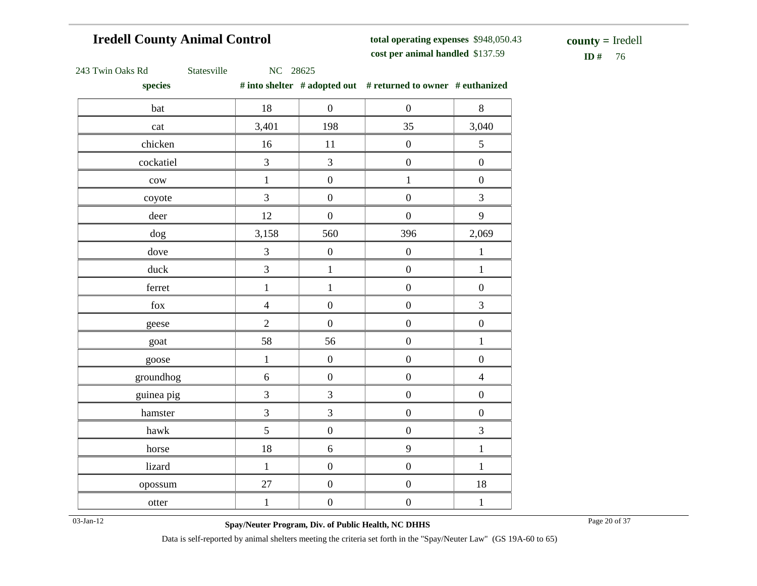## Iredell County Animal Control

**total operating expenses** $948,050.43
**cost per animal handled** $137.59

**county =** Iredell
**ID #** 76

243 Twin Oaks Rd Statesville NC 28625

| species | # into shelter | # adopted out | # returned to owner | # euthanized |
|---|---|---|---|---|
| bat | 18 | 0 | 0 | 8 |
| cat | 3,401 | 198 | 35 | 3,040 |
| chicken | 16 | 11 | 0 | 5 |
| cockatiel | 3 | 3 | 0 | 0 |
| cow | 1 | 0 | 1 | 0 |
| coyote | 3 | 0 | 0 | 3 |
| deer | 12 | 0 | 0 | 9 |
| dog | 3,158 | 560 | 396 | 2,069 |
| dove | 3 | 0 | 0 | 1 |
| duck | 3 | 1 | 0 | 1 |
| ferret | 1 | 1 | 0 | 0 |
| fox | 4 | 0 | 0 | 3 |
| geese | 2 | 0 | 0 | 0 |
| goat | 58 | 56 | 0 | 1 |
| goose | 1 | 0 | 0 | 0 |
| groundhog | 6 | 0 | 0 | 4 |
| guinea pig | 3 | 3 | 0 | 0 |
| hamster | 3 | 3 | 0 | 0 |
| hawk | 5 | 0 | 0 | 3 |
| horse | 18 | 6 | 9 | 1 |
| lizard | 1 | 0 | 0 | 1 |
| opossum | 27 | 0 | 0 | 18 |
| otter | 1 | 0 | 0 | 1 |

03-Jan-12

**Spay/Neuter Program, Div. of Public Health, NC DHHS**

Data is self-reported by animal shelters meeting the criteria set forth in the "Spay/Neuter Law" (GS 19A-60 to 65)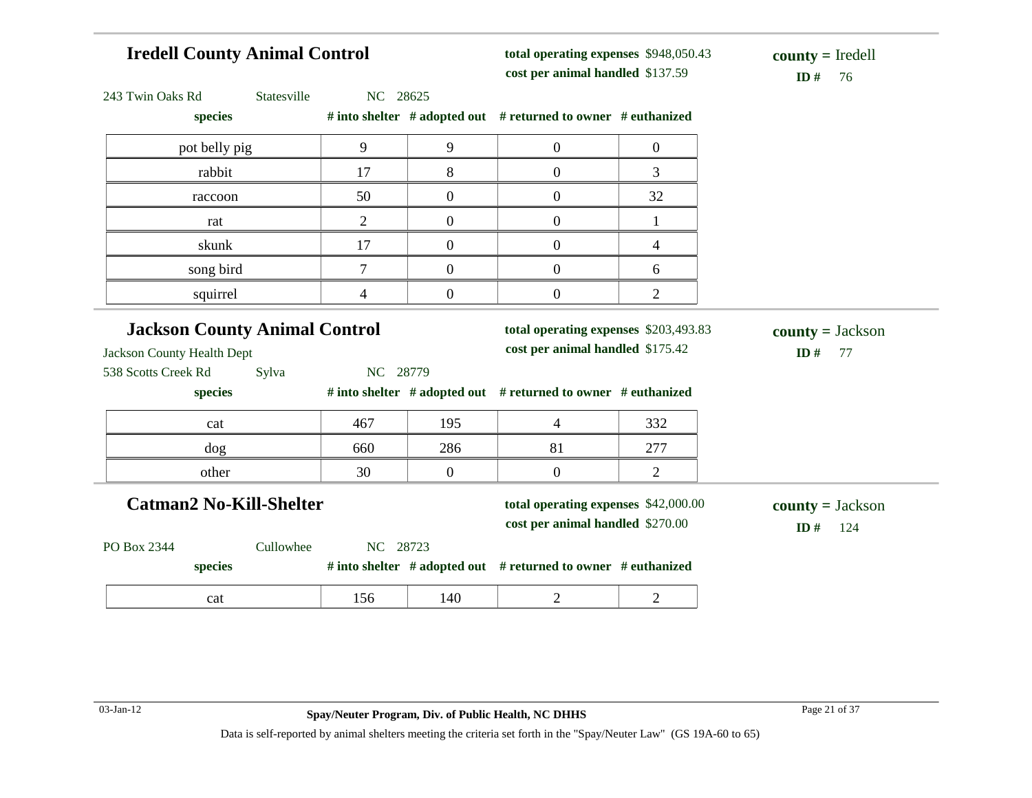## Iredell County Animal Control

**total operating expenses** $948,050.43
**cost per animal handled** $137.59

**county =** Iredell
**ID #** 76

243 Twin Oaks Rd Statesville NC 28625

| species | # into shelter | # adopted out | # returned to owner | # euthanized |
|---|---|---|---|---|
| pot belly pig | 9 | 9 | 0 | 0 |
| rabbit | 17 | 8 | 0 | 3 |
| raccoon | 50 | 0 | 0 | 32 |
| rat | 2 | 0 | 0 | 1 |
| skunk | 17 | 0 | 0 | 4 |
| song bird | 7 | 0 | 0 | 6 |
| squirrel | 4 | 0 | 0 | 2 |

## Jackson County Animal Control

**total operating expenses** $203,493.83
**cost per animal handled** $175.42

**county =** Jackson
**ID #** 77

Jackson County Health Dept
538 Scotts Creek Rd Sylva NC 28779

| species | # into shelter | # adopted out | # returned to owner | # euthanized |
|---|---|---|---|---|
| cat | 467 | 195 | 4 | 332 |
| dog | 660 | 286 | 81 | 277 |
| other | 30 | 0 | 0 | 2 |

## Catman2 No-Kill-Shelter

**total operating expenses** $42,000.00
**cost per animal handled** $270.00

**county =** Jackson
**ID #** 124

PO Box 2344 Cullowhee NC 28723

| species | # into shelter | # adopted out | # returned to owner | # euthanized |
|---|---|---|---|---|
| cat | 156 | 140 | 2 | 2 |

03-Jan-12

**Spay/Neuter Program, Div. of Public Health, NC DHHS**

Data is self-reported by animal shelters meeting the criteria set forth in the "Spay/Neuter Law" (GS 19A-60 to 65)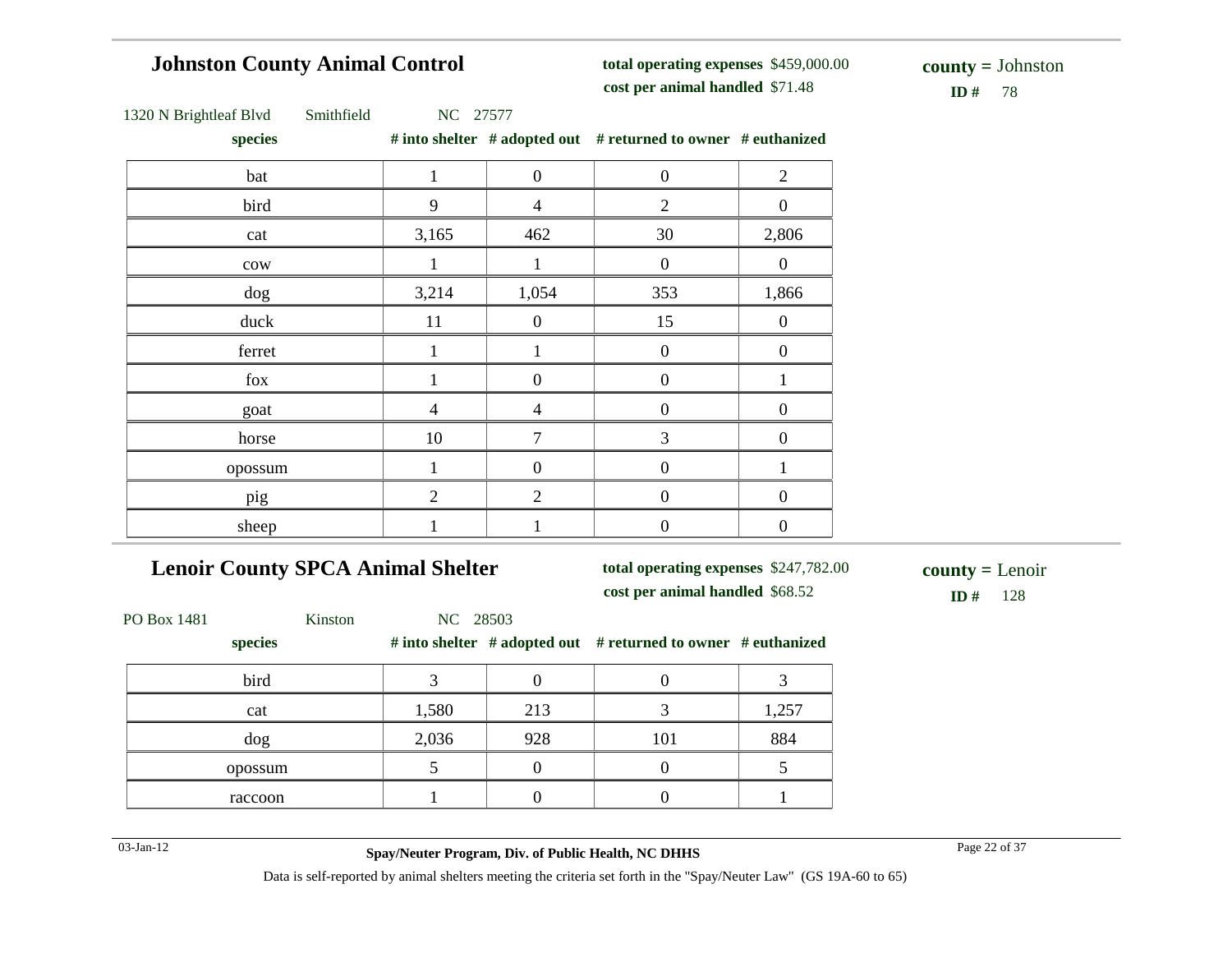## Johnston County Animal Control

**total operating expenses** $459,000.00
**cost per animal handled** $71.48

**county =** Johnston
**ID #** 78

1320 N Brightleaf Blvd Smithfield NC 27577

| species | # into shelter | # adopted out | # returned to owner | # euthanized |
|---|---|---|---|---|
| bat | 1 | 0 | 0 | 2 |
| bird | 9 | 4 | 2 | 0 |
| cat | 3,165 | 462 | 30 | 2,806 |
| cow | 1 | 1 | 0 | 0 |
| dog | 3,214 | 1,054 | 353 | 1,866 |
| duck | 11 | 0 | 15 | 0 |
| ferret | 1 | 1 | 0 | 0 |
| fox | 1 | 0 | 0 | 1 |
| goat | 4 | 4 | 0 | 0 |
| horse | 10 | 7 | 3 | 0 |
| opossum | 1 | 0 | 0 | 1 |
| pig | 2 | 2 | 0 | 0 |
| sheep | 1 | 1 | 0 | 0 |

## Lenoir County SPCA Animal Shelter

**total operating expenses** $247,782.00
**cost per animal handled** $68.52

**county =** Lenoir
**ID #** 128

PO Box 1481 Kinston NC 28503

| species | # into shelter | # adopted out | # returned to owner | # euthanized |
|---|---|---|---|---|
| bird | 3 | 0 | 0 | 3 |
| cat | 1,580 | 213 | 3 | 1,257 |
| dog | 2,036 | 928 | 101 | 884 |
| opossum | 5 | 0 | 0 | 5 |
| raccoon | 1 | 0 | 0 | 1 |

03-Jan-12

**Spay/Neuter Program, Div. of Public Health, NC DHHS**

Data is self-reported by animal shelters meeting the criteria set forth in the "Spay/Neuter Law" (GS 19A-60 to 65)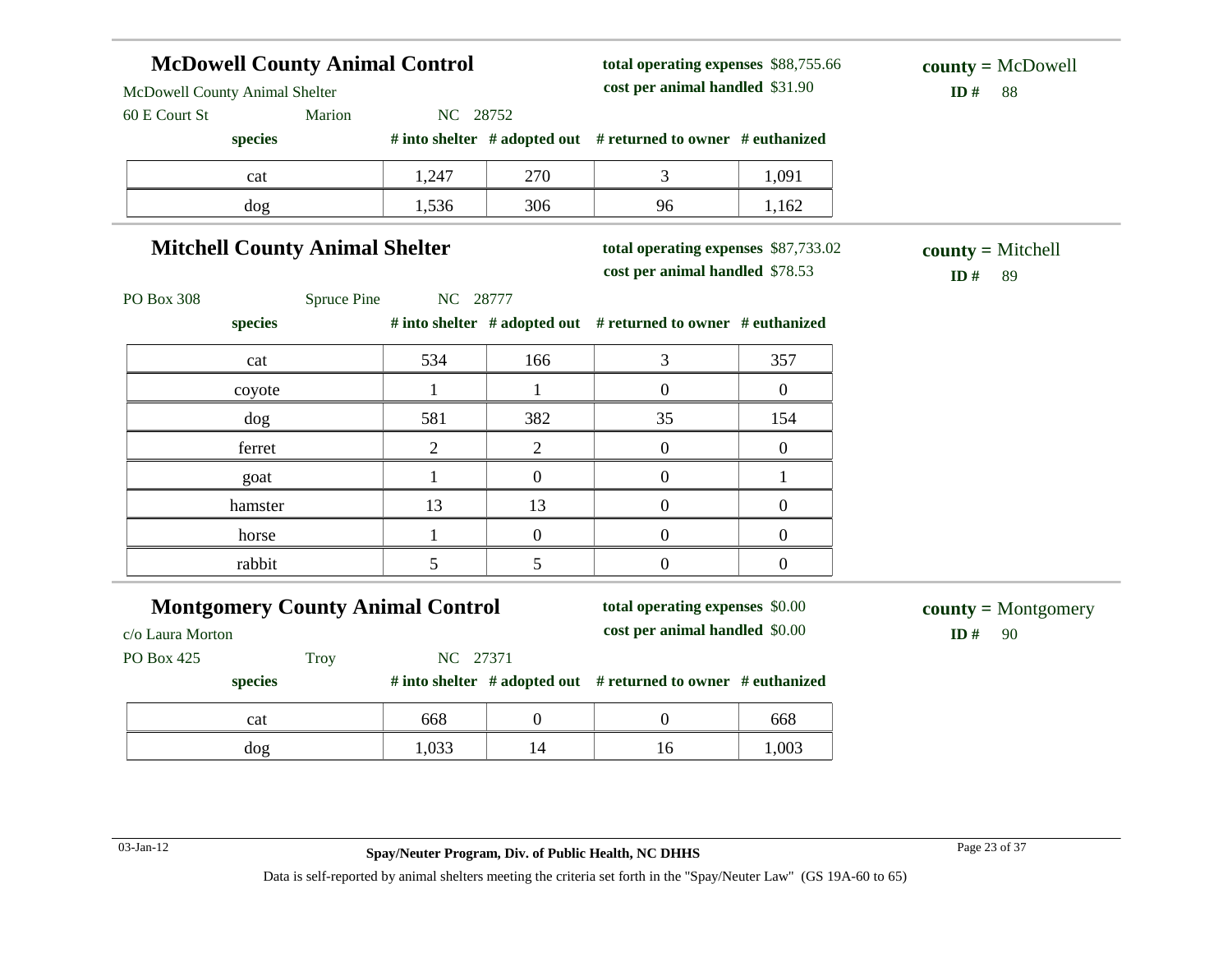## McDowell County Animal Control

McDowell County Animal Shelter
60 E Court St Marion NC 28752

**total operating expenses** $88,755.66
**cost per animal handled** $31.90

**county =** McDowell
**ID #** 88

| species | # into shelter | # adopted out | # returned to owner | # euthanized |
|---|---|---|---|---|
| cat | 1,247 | 270 | 3 | 1,091 |
| dog | 1,536 | 306 | 96 | 1,162 |

## Mitchell County Animal Shelter

PO Box 308 Spruce Pine NC 28777

**total operating expenses** $87,733.02
**cost per animal handled** $78.53

**county =** Mitchell
**ID #** 89

| species | # into shelter | # adopted out | # returned to owner | # euthanized |
|---|---|---|---|---|
| cat | 534 | 166 | 3 | 357 |
| coyote | 1 | 1 | 0 | 0 |
| dog | 581 | 382 | 35 | 154 |
| ferret | 2 | 2 | 0 | 0 |
| goat | 1 | 0 | 0 | 1 |
| hamster | 13 | 13 | 0 | 0 |
| horse | 1 | 0 | 0 | 0 |
| rabbit | 5 | 5 | 0 | 0 |

## Montgomery County Animal Control

c/o Laura Morton
PO Box 425 Troy NC 27371

**total operating expenses** $0.00
**cost per animal handled** $0.00

**county =** Montgomery
**ID #** 90

| species | # into shelter | # adopted out | # returned to owner | # euthanized |
|---|---|---|---|---|
| cat | 668 | 0 | 0 | 668 |
| dog | 1,033 | 14 | 16 | 1,003 |

03-Jan-12

**Spay/Neuter Program, Div. of Public Health, NC DHHS**

Data is self-reported by animal shelters meeting the criteria set forth in the "Spay/Neuter Law" (GS 19A-60 to 65)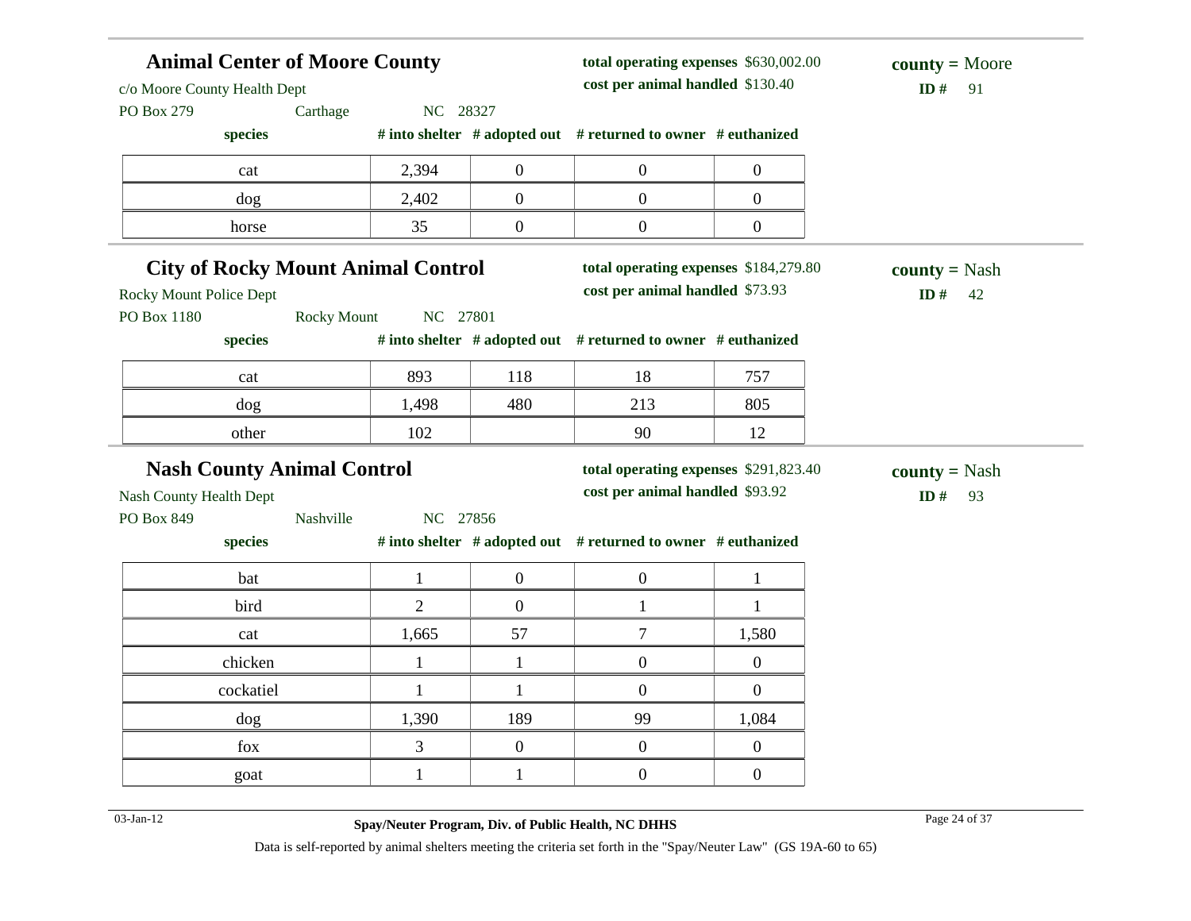## Animal Center of Moore County

c/o Moore County Health Dept
PO Box 279 Carthage NC 28327

**total operating expenses** $630,002.00
**cost per animal handled** $130.40

**county =** Moore
**ID #** 91

| species | # into shelter | # adopted out | # returned to owner | # euthanized |
|---|---|---|---|---|
| cat | 2,394 | 0 | 0 | 0 |
| dog | 2,402 | 0 | 0 | 0 |
| horse | 35 | 0 | 0 | 0 |

## City of Rocky Mount Animal Control

Rocky Mount Police Dept
PO Box 1180 Rocky Mount NC 27801

**total operating expenses** $184,279.80
**cost per animal handled** $73.93

**county =** Nash
**ID #** 42

| species | # into shelter | # adopted out | # returned to owner | # euthanized |
|---|---|---|---|---|
| cat | 893 | 118 | 18 | 757 |
| dog | 1,498 | 480 | 213 | 805 |
| other | 102 | | 90 | 12 |

## Nash County Animal Control

Nash County Health Dept
PO Box 849 Nashville NC 27856

**total operating expenses** $291,823.40
**cost per animal handled** $93.92

**county =** Nash
**ID #** 93

| species | # into shelter | # adopted out | # returned to owner | # euthanized |
|---|---|---|---|---|
| bat | 1 | 0 | 0 | 1 |
| bird | 2 | 0 | 1 | 1 |
| cat | 1,665 | 57 | 7 | 1,580 |
| chicken | 1 | 1 | 0 | 0 |
| cockatiel | 1 | 1 | 0 | 0 |
| dog | 1,390 | 189 | 99 | 1,084 |
| fox | 3 | 0 | 0 | 0 |
| goat | 1 | 1 | 0 | 0 |

Data is self-reported by animal shelters meeting the criteria set forth in the "Spay/Neuter Law" (GS 19A-60 to 65)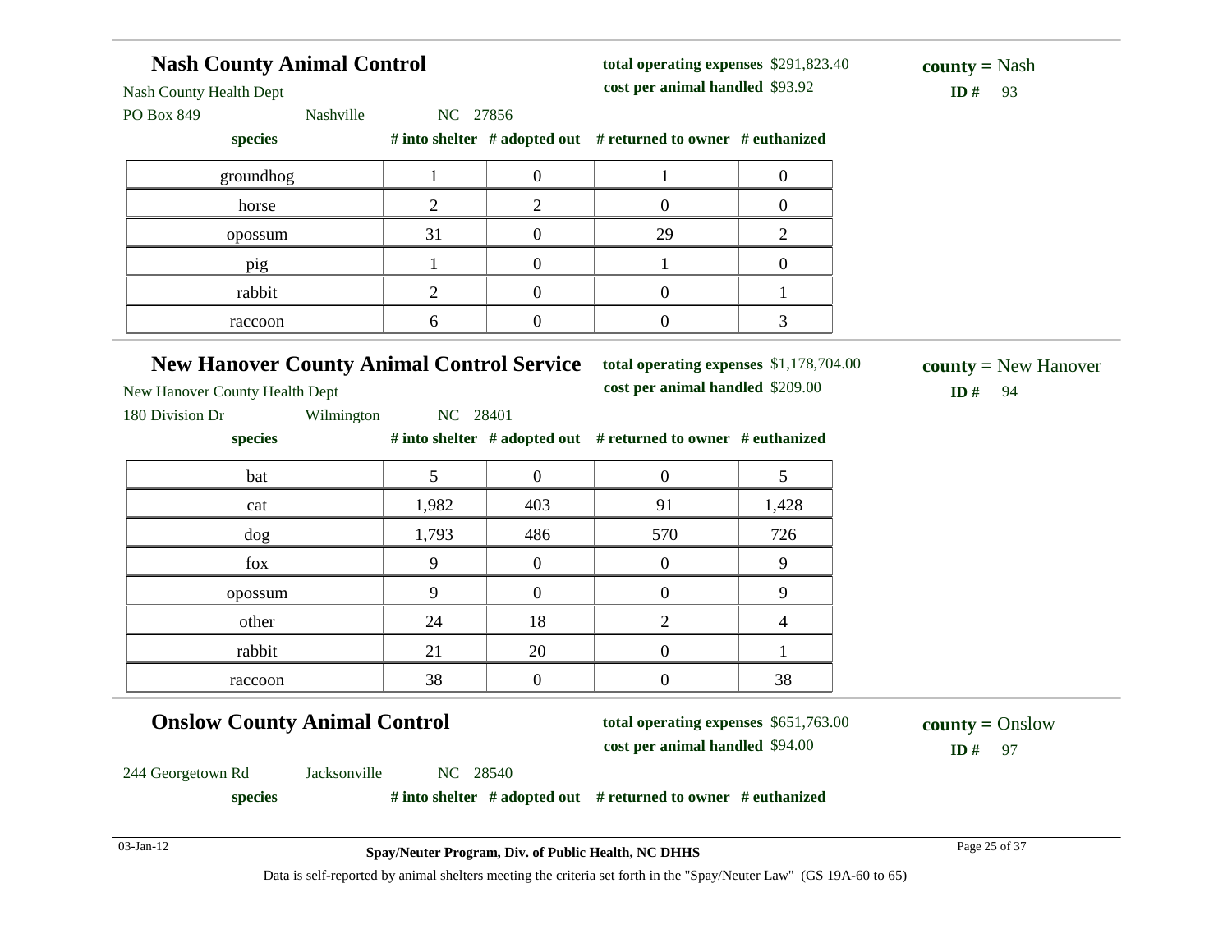## Nash County Animal Control

**total operating expenses** $291,823.40
**cost per animal handled** $93.92

**county =** Nash
**ID #** 93

Nash County Health Dept
PO Box 849 Nashville NC 27856

| species | # into shelter | # adopted out | # returned to owner | # euthanized |
|---|---|---|---|---|
| groundhog | 1 | 0 | 1 | 0 |
| horse | 2 | 2 | 0 | 0 |
| opossum | 31 | 0 | 29 | 2 |
| pig | 1 | 0 | 1 | 0 |
| rabbit | 2 | 0 | 0 | 1 |
| raccoon | 6 | 0 | 0 | 3 |

## New Hanover County Animal Control Service

**total operating expenses** $1,178,704.00
**cost per animal handled** $209.00

**county =** New Hanover
**ID #** 94

New Hanover County Health Dept
180 Division Dr Wilmington NC 28401

| species | # into shelter | # adopted out | # returned to owner | # euthanized |
|---|---|---|---|---|
| bat | 5 | 0 | 0 | 5 |
| cat | 1,982 | 403 | 91 | 1,428 |
| dog | 1,793 | 486 | 570 | 726 |
| fox | 9 | 0 | 0 | 9 |
| opossum | 9 | 0 | 0 | 9 |
| other | 24 | 18 | 2 | 4 |
| rabbit | 21 | 20 | 0 | 1 |
| raccoon | 38 | 0 | 0 | 38 |

## Onslow County Animal Control

**total operating expenses** $651,763.00
**cost per animal handled** $94.00

**county =** Onslow
**ID #** 97

244 Georgetown Rd Jacksonville NC 28540

| species | # into shelter | # adopted out | # returned to owner | # euthanized |
|---|---|---|---|---|

Data is self-reported by animal shelters meeting the criteria set forth in the "Spay/Neuter Law" (GS 19A-60 to 65)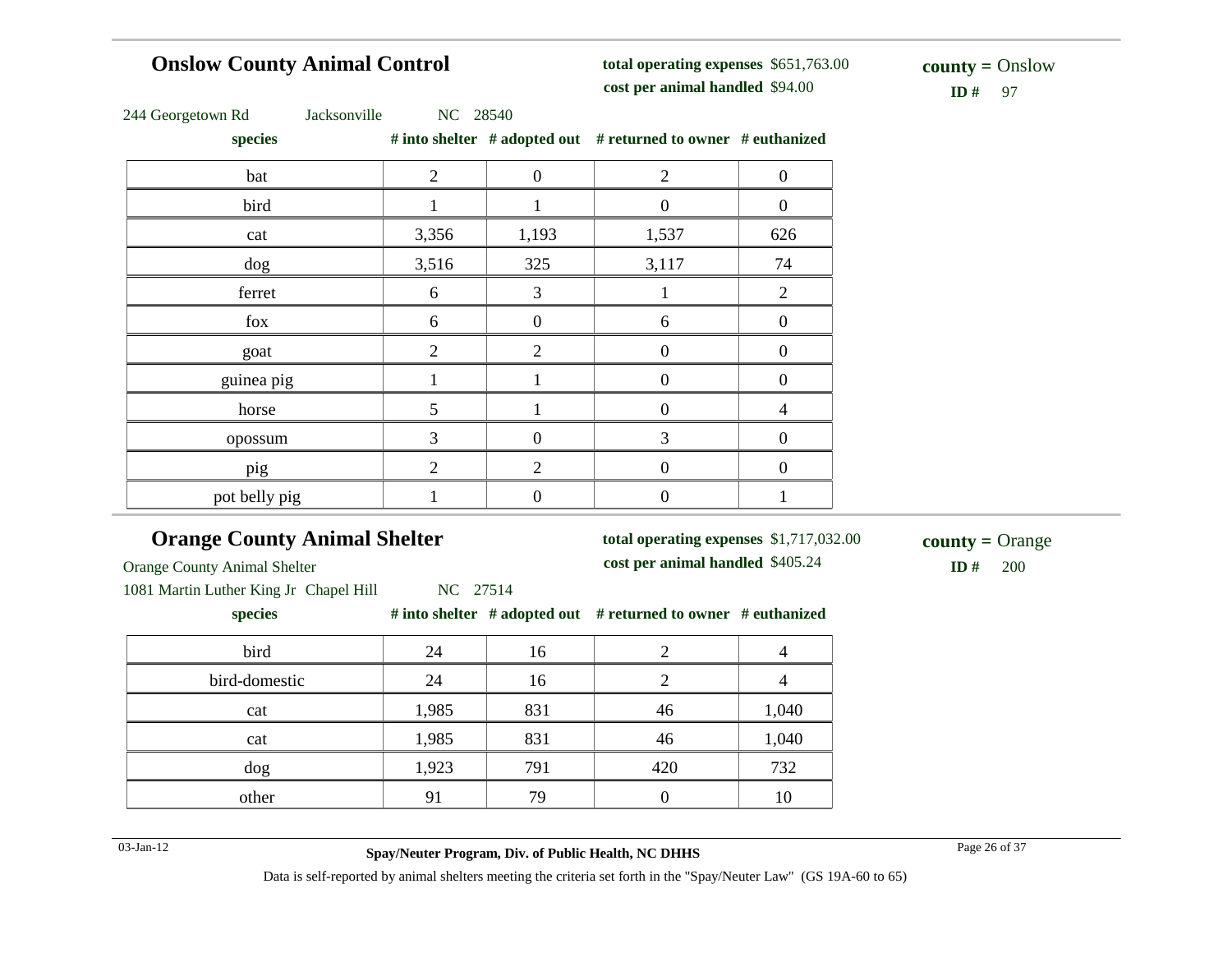## Onslow County Animal Control

**total operating expenses** $651,763.00
**cost per animal handled** $94.00

**county =** Onslow
**ID #** 97

244 Georgetown Rd Jacksonville NC 28540

| species | # into shelter | # adopted out | # returned to owner | # euthanized |
|---|---|---|---|---|
| bat | 2 | 0 | 2 | 0 |
| bird | 1 | 1 | 0 | 0 |
| cat | 3,356 | 1,193 | 1,537 | 626 |
| dog | 3,516 | 325 | 3,117 | 74 |
| ferret | 6 | 3 | 1 | 2 |
| fox | 6 | 0 | 6 | 0 |
| goat | 2 | 2 | 0 | 0 |
| guinea pig | 1 | 1 | 0 | 0 |
| horse | 5 | 1 | 0 | 4 |
| opossum | 3 | 0 | 3 | 0 |
| pig | 2 | 2 | 0 | 0 |
| pot belly pig | 1 | 0 | 0 | 1 |

## Orange County Animal Shelter

**total operating expenses** $1,717,032.00
**cost per animal handled** $405.24

**county =** Orange
**ID #** 200

Orange County Animal Shelter
1081 Martin Luther King Jr Chapel Hill NC 27514

| species | # into shelter | # adopted out | # returned to owner | # euthanized |
|---|---|---|---|---|
| bird | 24 | 16 | 2 | 4 |
| bird-domestic | 24 | 16 | 2 | 4 |
| cat | 1,985 | 831 | 46 | 1,040 |
| cat | 1,985 | 831 | 46 | 1,040 |
| dog | 1,923 | 791 | 420 | 732 |
| other | 91 | 79 | 0 | 10 |

03-Jan-12

**Spay/Neuter Program, Div. of Public Health, NC DHHS**

Data is self-reported by animal shelters meeting the criteria set forth in the "Spay/Neuter Law" (GS 19A-60 to 65)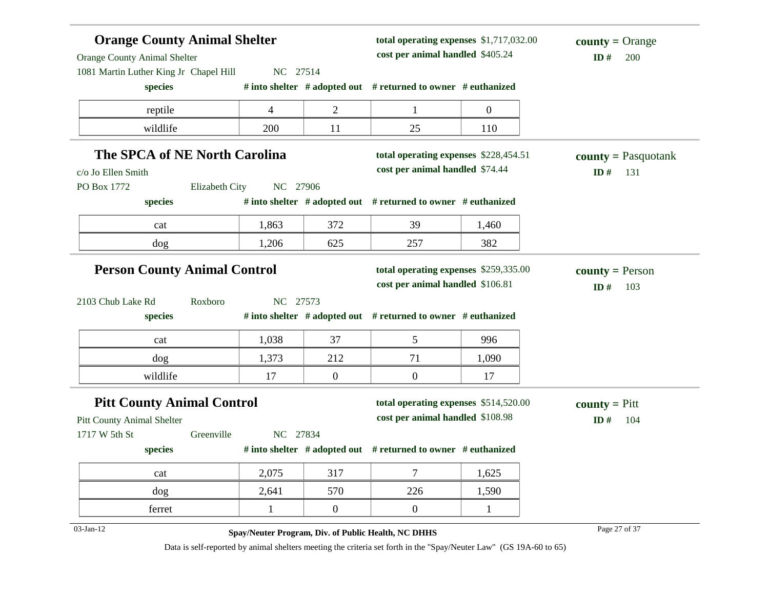## Orange County Animal Shelter

Orange County Animal Shelter
1081 Martin Luther King Jr Chapel Hill NC 27514

**total operating expenses** $1,717,032.00
**cost per animal handled** $405.24

**county =** Orange
**ID #** 200

| species | # into shelter | # adopted out | # returned to owner | # euthanized |
|---|---|---|---|---|
| reptile | 4 | 2 | 1 | 0 |
| wildlife | 200 | 11 | 25 | 110 |

## The SPCA of NE North Carolina

c/o Jo Ellen Smith
PO Box 1772 Elizabeth City NC 27906

**total operating expenses** $228,454.51
**cost per animal handled** $74.44

**county =** Pasquotank
**ID #** 131

| species | # into shelter | # adopted out | # returned to owner | # euthanized |
|---|---|---|---|---|
| cat | 1,863 | 372 | 39 | 1,460 |
| dog | 1,206 | 625 | 257 | 382 |

## Person County Animal Control

2103 Chub Lake Rd Roxboro NC 27573

**total operating expenses** $259,335.00
**cost per animal handled** $106.81

**county =** Person
**ID #** 103

| species | # into shelter | # adopted out | # returned to owner | # euthanized |
|---|---|---|---|---|
| cat | 1,038 | 37 | 5 | 996 |
| dog | 1,373 | 212 | 71 | 1,090 |
| wildlife | 17 | 0 | 0 | 17 |

## Pitt County Animal Control

Pitt County Animal Shelter
1717 W 5th St Greenville NC 27834

**total operating expenses** $514,520.00
**cost per animal handled** $108.98

**county =** Pitt
**ID #** 104

| species | # into shelter | # adopted out | # returned to owner | # euthanized |
|---|---|---|---|---|
| cat | 2,075 | 317 | 7 | 1,625 |
| dog | 2,641 | 570 | 226 | 1,590 |
| ferret | 1 | 0 | 0 | 1 |

03-Jan-12 **Spay/Neuter Program, Div. of Public Health, NC DHHS**

Data is self-reported by animal shelters meeting the criteria set forth in the "Spay/Neuter Law" (GS 19A-60 to 65)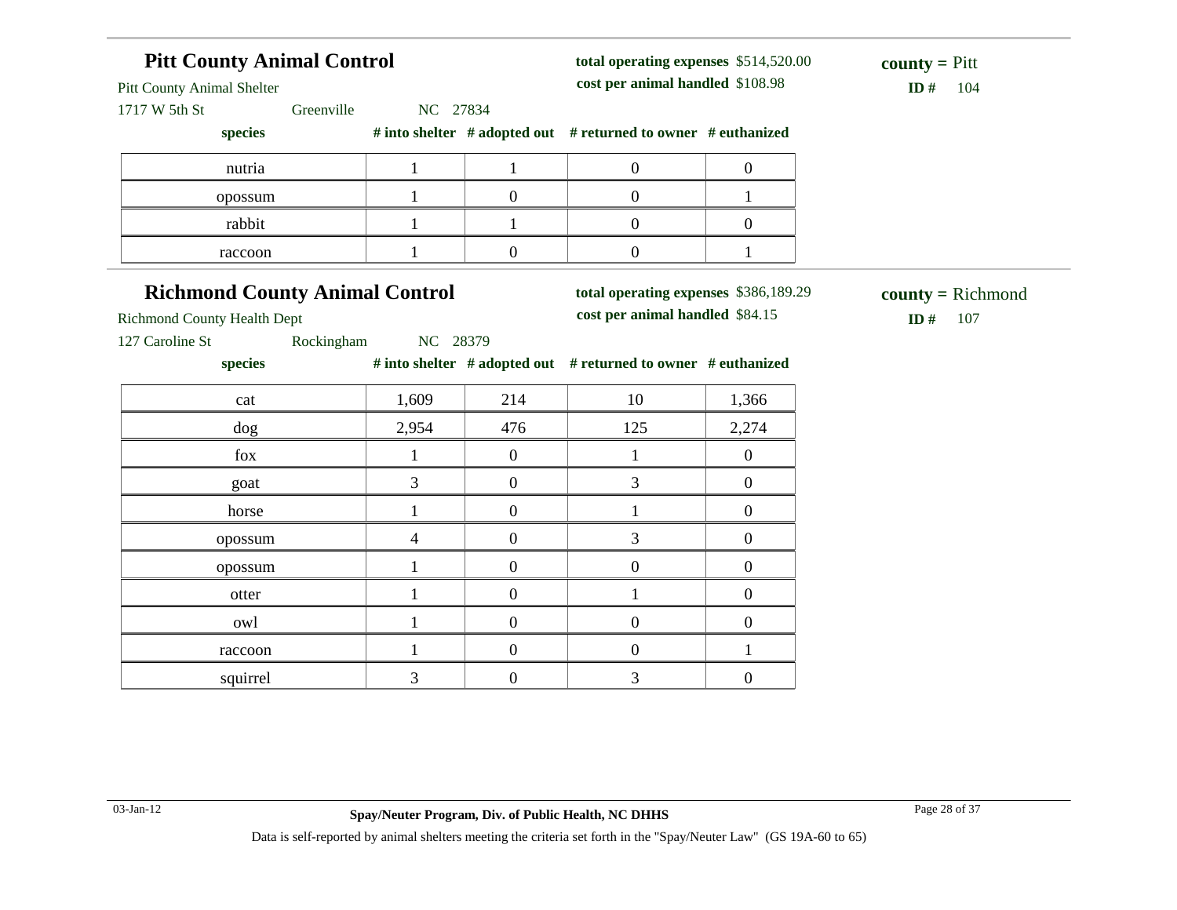## Pitt County Animal Control

Pitt County Animal Shelter

1717 W 5th St Greenville NC 27834

**total operating expenses** $514,520.00

**cost per animal handled** $108.98

**county =** Pitt

**ID #** 104

| species | # into shelter | # adopted out | # returned to owner | # euthanized |
|---|---|---|---|---|
| nutria | 1 | 1 | 0 | 0 |
| opossum | 1 | 0 | 0 | 1 |
| rabbit | 1 | 1 | 0 | 0 |
| raccoon | 1 | 0 | 0 | 1 |

## Richmond County Animal Control

Richmond County Health Dept

127 Caroline St Rockingham NC 28379

**total operating expenses** $386,189.29

**cost per animal handled** $84.15

**county =** Richmond

**ID #** 107

| species | # into shelter | # adopted out | # returned to owner | # euthanized |
|---|---|---|---|---|
| cat | 1,609 | 214 | 10 | 1,366 |
| dog | 2,954 | 476 | 125 | 2,274 |
| fox | 1 | 0 | 1 | 0 |
| goat | 3 | 0 | 3 | 0 |
| horse | 1 | 0 | 1 | 0 |
| opossum | 4 | 0 | 3 | 0 |
| opossum | 1 | 0 | 0 | 0 |
| otter | 1 | 0 | 1 | 0 |
| owl | 1 | 0 | 0 | 0 |
| raccoon | 1 | 0 | 0 | 1 |
| squirrel | 3 | 0 | 3 | 0 |

03-Jan-12

**Spay/Neuter Program, Div. of Public Health, NC DHHS**

Data is self-reported by animal shelters meeting the criteria set forth in the "Spay/Neuter Law" (GS 19A-60 to 65)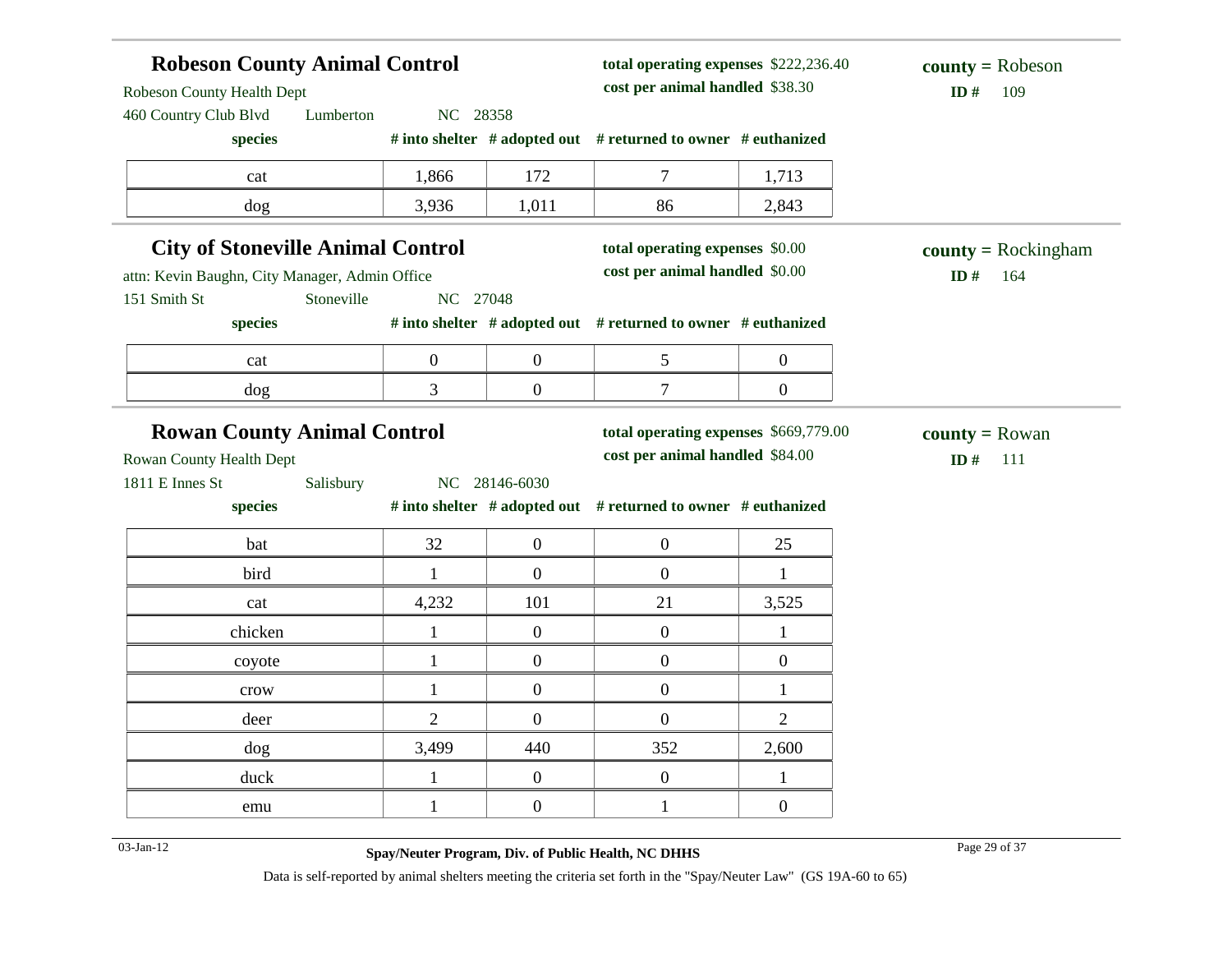## Robeson County Animal Control

Robeson County Health Dept
460 Country Club Blvd Lumberton NC 28358

**total operating expenses** $222,236.40
**cost per animal handled** $38.30

**county =** Robeson
**ID #** 109

| species | # into shelter | # adopted out | # returned to owner | # euthanized |
|---|---|---|---|---|
| cat | 1,866 | 172 | 7 | 1,713 |
| dog | 3,936 | 1,011 | 86 | 2,843 |

## City of Stoneville Animal Control

attn: Kevin Baughn, City Manager, Admin Office
151 Smith St Stoneville NC 27048

**total operating expenses** $0.00
**cost per animal handled** $0.00

**county =** Rockingham
**ID #** 164

| species | # into shelter | # adopted out | # returned to owner | # euthanized |
|---|---|---|---|---|
| cat | 0 | 0 | 5 | 0 |
| dog | 3 | 0 | 7 | 0 |

## Rowan County Animal Control

Rowan County Health Dept
1811 E Innes St Salisbury NC 28146-6030

**total operating expenses** $669,779.00
**cost per animal handled** $84.00

**county =** Rowan
**ID #** 111

| species | # into shelter | # adopted out | # returned to owner | # euthanized |
|---|---|---|---|---|
| bat | 32 | 0 | 0 | 25 |
| bird | 1 | 0 | 0 | 1 |
| cat | 4,232 | 101 | 21 | 3,525 |
| chicken | 1 | 0 | 0 | 1 |
| coyote | 1 | 0 | 0 | 0 |
| crow | 1 | 0 | 0 | 1 |
| deer | 2 | 0 | 0 | 2 |
| dog | 3,499 | 440 | 352 | 2,600 |
| duck | 1 | 0 | 0 | 1 |
| emu | 1 | 0 | 1 | 0 |

03-Jan-12

**Spay/Neuter Program, Div. of Public Health, NC DHHS**

Data is self-reported by animal shelters meeting the criteria set forth in the "Spay/Neuter Law" (GS 19A-60 to 65)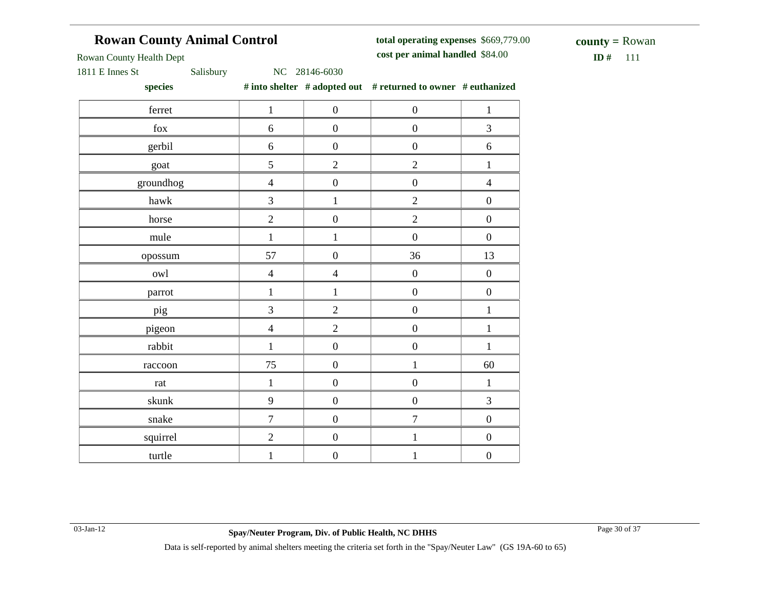## Rowan County Animal Control

Rowan County Health Dept
1811 E Innes St Salisbury NC 28146-6030

**total operating expenses** $669,779.00
**cost per animal handled** $84.00

**county =** Rowan
**ID #** 111

| species | # into shelter | # adopted out | # returned to owner | # euthanized |
|---|---|---|---|---|
| ferret | 1 | 0 | 0 | 1 |
| fox | 6 | 0 | 0 | 3 |
| gerbil | 6 | 0 | 0 | 6 |
| goat | 5 | 2 | 2 | 1 |
| groundhog | 4 | 0 | 0 | 4 |
| hawk | 3 | 1 | 2 | 0 |
| horse | 2 | 0 | 2 | 0 |
| mule | 1 | 1 | 0 | 0 |
| opossum | 57 | 0 | 36 | 13 |
| owl | 4 | 4 | 0 | 0 |
| parrot | 1 | 1 | 0 | 0 |
| pig | 3 | 2 | 0 | 1 |
| pigeon | 4 | 2 | 0 | 1 |
| rabbit | 1 | 0 | 0 | 1 |
| raccoon | 75 | 0 | 1 | 60 |
| rat | 1 | 0 | 0 | 1 |
| skunk | 9 | 0 | 0 | 3 |
| snake | 7 | 0 | 7 | 0 |
| squirrel | 2 | 0 | 1 | 0 |
| turtle | 1 | 0 | 1 | 0 |

03-Jan-12

**Spay/Neuter Program, Div. of Public Health, NC DHHS**

Data is self-reported by animal shelters meeting the criteria set forth in the "Spay/Neuter Law" (GS 19A-60 to 65)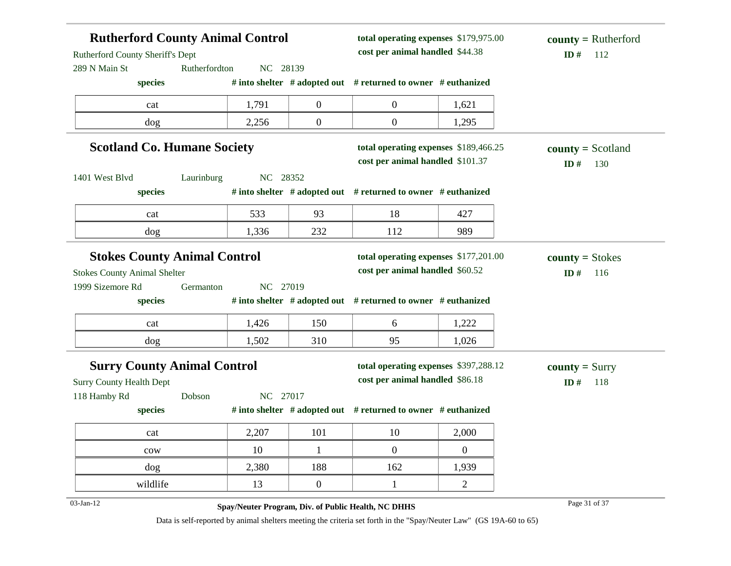## Rutherford County Animal Control

Rutherford County Sheriff's Dept
289 N Main St    Rutherfordton    NC 28139

**total operating expenses** $179,975.00
**cost per animal handled** $44.38

**county =** Rutherford
**ID #** 112

| species | # into shelter | # adopted out | # returned to owner | # euthanized |
|---|---|---|---|---|
| cat | 1,791 | 0 | 0 | 1,621 |
| dog | 2,256 | 0 | 0 | 1,295 |

## Scotland Co. Humane Society

1401 West Blvd    Laurinburg    NC 28352

**total operating expenses** $189,466.25
**cost per animal handled** $101.37

**county =** Scotland
**ID #** 130

| species | # into shelter | # adopted out | # returned to owner | # euthanized |
|---|---|---|---|---|
| cat | 533 | 93 | 18 | 427 |
| dog | 1,336 | 232 | 112 | 989 |

## Stokes County Animal Control

Stokes County Animal Shelter
1999 Sizemore Rd    Germanton    NC 27019

**total operating expenses** $177,201.00
**cost per animal handled** $60.52

**county =** Stokes
**ID #** 116

| species | # into shelter | # adopted out | # returned to owner | # euthanized |
|---|---|---|---|---|
| cat | 1,426 | 150 | 6 | 1,222 |
| dog | 1,502 | 310 | 95 | 1,026 |

## Surry County Animal Control

Surry County Health Dept
118 Hamby Rd    Dobson    NC 27017

**total operating expenses** $397,288.12
**cost per animal handled** $86.18

**county =** Surry
**ID #** 118

| species | # into shelter | # adopted out | # returned to owner | # euthanized |
|---|---|---|---|---|
| cat | 2,207 | 101 | 10 | 2,000 |
| cow | 10 | 1 | 0 | 0 |
| dog | 2,380 | 188 | 162 | 1,939 |
| wildlife | 13 | 0 | 1 | 2 |

03-Jan-12    **Spay/Neuter Program, Div. of Public Health, NC DHHS**

Data is self-reported by animal shelters meeting the criteria set forth in the "Spay/Neuter Law" (GS 19A-60 to 65)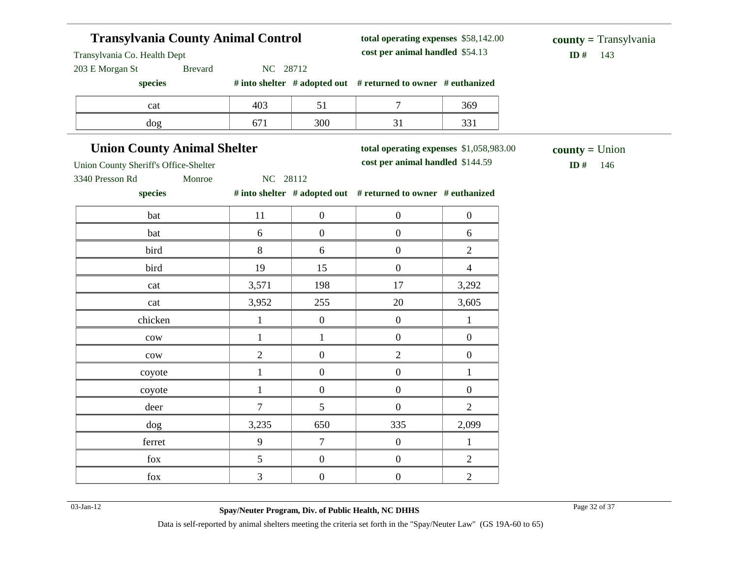## Transylvania County Animal Control

Transylvania Co. Health Dept
203 E Morgan St Brevard NC 28712

**total operating expenses** $58,142.00
**cost per animal handled** $54.13

**county =** Transylvania
**ID #** 143

| species | # into shelter | # adopted out | # returned to owner | # euthanized |
|---|---|---|---|---|
| cat | 403 | 51 | 7 | 369 |
| dog | 671 | 300 | 31 | 331 |

## Union County Animal Shelter

Union County Sheriff's Office-Shelter
3340 Presson Rd Monroe NC 28112

**total operating expenses** $1,058,983.00
**cost per animal handled** $144.59

**county =** Union
**ID #** 146

| species | # into shelter | # adopted out | # returned to owner | # euthanized |
|---|---|---|---|---|
| bat | 11 | 0 | 0 | 0 |
| bat | 6 | 0 | 0 | 6 |
| bird | 8 | 6 | 0 | 2 |
| bird | 19 | 15 | 0 | 4 |
| cat | 3,571 | 198 | 17 | 3,292 |
| cat | 3,952 | 255 | 20 | 3,605 |
| chicken | 1 | 0 | 0 | 1 |
| cow | 1 | 1 | 0 | 0 |
| cow | 2 | 0 | 2 | 0 |
| coyote | 1 | 0 | 0 | 1 |
| coyote | 1 | 0 | 0 | 0 |
| deer | 7 | 5 | 0 | 2 |
| dog | 3,235 | 650 | 335 | 2,099 |
| ferret | 9 | 7 | 0 | 1 |
| fox | 5 | 0 | 0 | 2 |
| fox | 3 | 0 | 0 | 2 |

03-Jan-12 **Spay/Neuter Program, Div. of Public Health, NC DHHS**

Data is self-reported by animal shelters meeting the criteria set forth in the "Spay/Neuter Law" (GS 19A-60 to 65)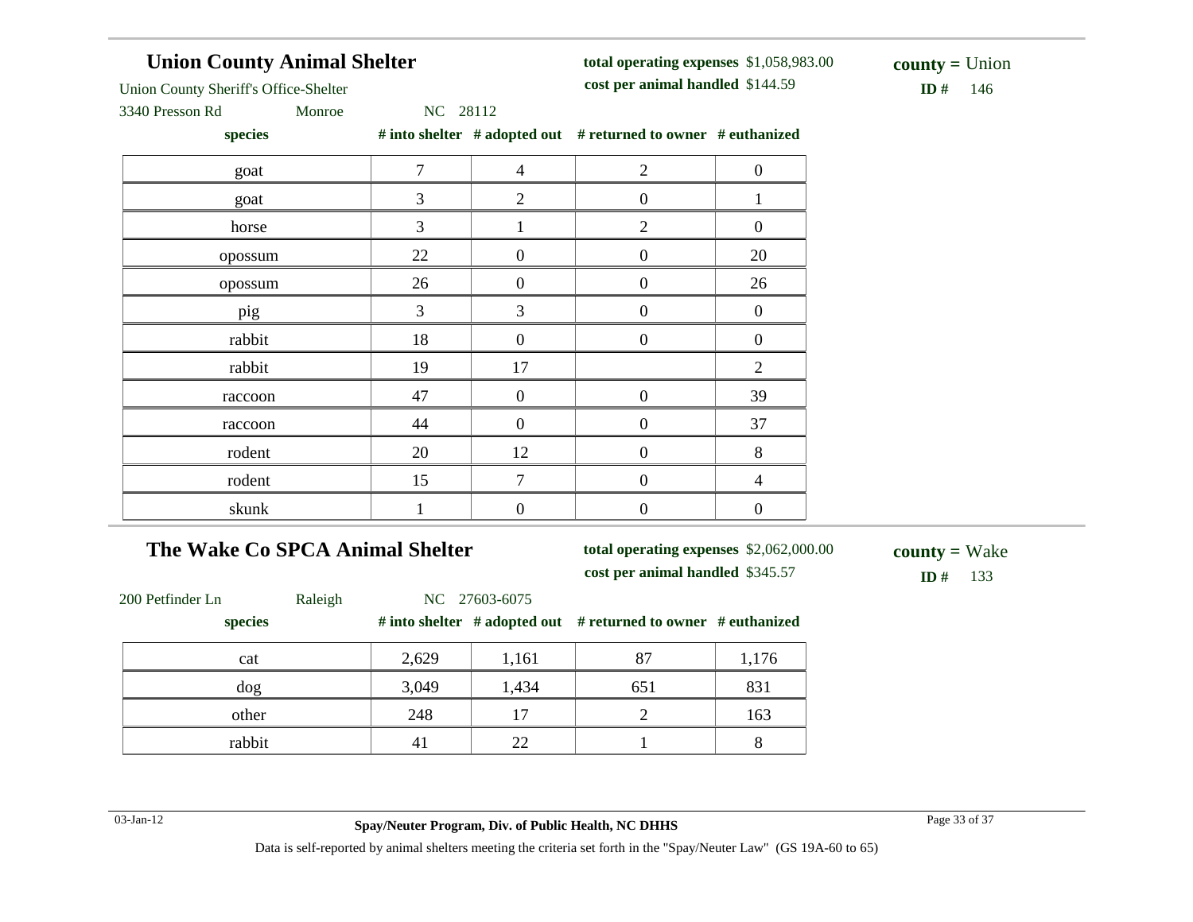## Union County Animal Shelter

Union County Sheriff's Office-Shelter
3340 Presson Rd Monroe NC 28112

**total operating expenses** $1,058,983.00
**cost per animal handled** $144.59

**county** = Union
**ID #** 146

| species | # into shelter | # adopted out | # returned to owner | # euthanized |
|---|---|---|---|---|
| goat | 7 | 4 | 2 | 0 |
| goat | 3 | 2 | 0 | 1 |
| horse | 3 | 1 | 2 | 0 |
| opossum | 22 | 0 | 0 | 20 |
| opossum | 26 | 0 | 0 | 26 |
| pig | 3 | 3 | 0 | 0 |
| rabbit | 18 | 0 | 0 | 0 |
| rabbit | 19 | 17 | | 2 |
| raccoon | 47 | 0 | 0 | 39 |
| raccoon | 44 | 0 | 0 | 37 |
| rodent | 20 | 12 | 0 | 8 |
| rodent | 15 | 7 | 0 | 4 |
| skunk | 1 | 0 | 0 | 0 |

## The Wake Co SPCA Animal Shelter

200 Petfinder Ln Raleigh NC 27603-6075

**total operating expenses** $2,062,000.00
**cost per animal handled** $345.57

**county** = Wake
**ID #** 133

| species | # into shelter | # adopted out | # returned to owner | # euthanized |
|---|---|---|---|---|
| cat | 2,629 | 1,161 | 87 | 1,176 |
| dog | 3,049 | 1,434 | 651 | 831 |
| other | 248 | 17 | 2 | 163 |
| rabbit | 41 | 22 | 1 | 8 |

03-Jan-12

**Spay/Neuter Program, Div. of Public Health, NC DHHS**

Data is self-reported by animal shelters meeting the criteria set forth in the "Spay/Neuter Law" (GS 19A-60 to 65)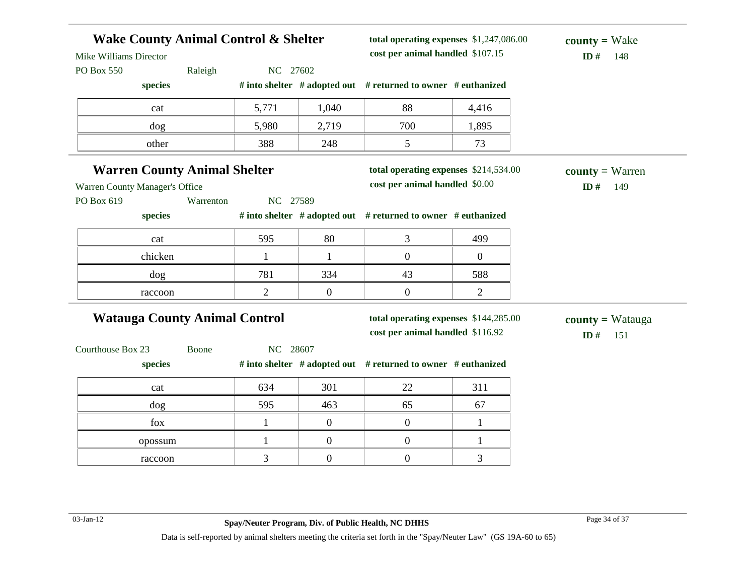## Wake County Animal Control & Shelter

Mike Williams Director
PO Box 550 Raleigh NC 27602

**total operating expenses** $1,247,086.00
**cost per animal handled** $107.15

**county =** Wake
**ID #** 148

| species | # into shelter | # adopted out | # returned to owner | # euthanized |
|---|---|---|---|---|
| cat | 5,771 | 1,040 | 88 | 4,416 |
| dog | 5,980 | 2,719 | 700 | 1,895 |
| other | 388 | 248 | 5 | 73 |

## Warren County Animal Shelter

Warren County Manager's Office
PO Box 619 Warrenton NC 27589

**total operating expenses** $214,534.00
**cost per animal handled** $0.00

**county =** Warren
**ID #** 149

| species | # into shelter | # adopted out | # returned to owner | # euthanized |
|---|---|---|---|---|
| cat | 595 | 80 | 3 | 499 |
| chicken | 1 | 1 | 0 | 0 |
| dog | 781 | 334 | 43 | 588 |
| raccoon | 2 | 0 | 0 | 2 |

## Watauga County Animal Control

Courthouse Box 23 Boone NC 28607

**total operating expenses** $144,285.00
**cost per animal handled** $116.92

**county =** Watauga
**ID #** 151

| species | # into shelter | # adopted out | # returned to owner | # euthanized |
|---|---|---|---|---|
| cat | 634 | 301 | 22 | 311 |
| dog | 595 | 463 | 65 | 67 |
| fox | 1 | 0 | 0 | 1 |
| opossum | 1 | 0 | 0 | 1 |
| raccoon | 3 | 0 | 0 | 3 |

03-Jan-12

**Spay/Neuter Program, Div. of Public Health, NC DHHS**

Data is self-reported by animal shelters meeting the criteria set forth in the "Spay/Neuter Law" (GS 19A-60 to 65)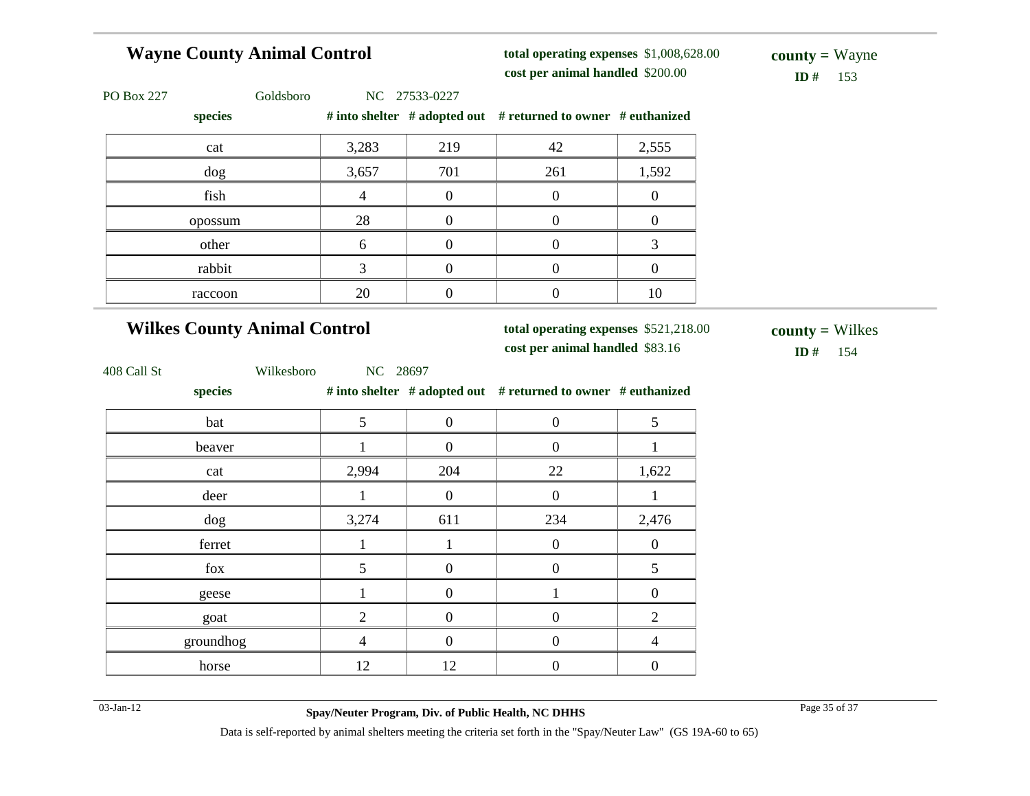## Wayne County Animal Control

**total operating expenses** $1,008,628.00
**cost per animal handled** $200.00

**county =** Wayne
**ID #** 153

PO Box 227 Goldsboro NC 27533-0227

| species | # into shelter | # adopted out | # returned to owner | # euthanized |
|---|---|---|---|---|
| cat | 3,283 | 219 | 42 | 2,555 |
| dog | 3,657 | 701 | 261 | 1,592 |
| fish | 4 | 0 | 0 | 0 |
| opossum | 28 | 0 | 0 | 0 |
| other | 6 | 0 | 0 | 3 |
| rabbit | 3 | 0 | 0 | 0 |
| raccoon | 20 | 0 | 0 | 10 |

## Wilkes County Animal Control

**total operating expenses** $521,218.00
**cost per animal handled** $83.16

**county =** Wilkes
**ID #** 154

408 Call St Wilkesboro NC 28697

| species | # into shelter | # adopted out | # returned to owner | # euthanized |
|---|---|---|---|---|
| bat | 5 | 0 | 0 | 5 |
| beaver | 1 | 0 | 0 | 1 |
| cat | 2,994 | 204 | 22 | 1,622 |
| deer | 1 | 0 | 0 | 1 |
| dog | 3,274 | 611 | 234 | 2,476 |
| ferret | 1 | 1 | 0 | 0 |
| fox | 5 | 0 | 0 | 5 |
| geese | 1 | 0 | 1 | 0 |
| goat | 2 | 0 | 0 | 2 |
| groundhog | 4 | 0 | 0 | 4 |
| horse | 12 | 12 | 0 | 0 |

03-Jan-12

**Spay/Neuter Program, Div. of Public Health, NC DHHS**

Data is self-reported by animal shelters meeting the criteria set forth in the "Spay/Neuter Law" (GS 19A-60 to 65)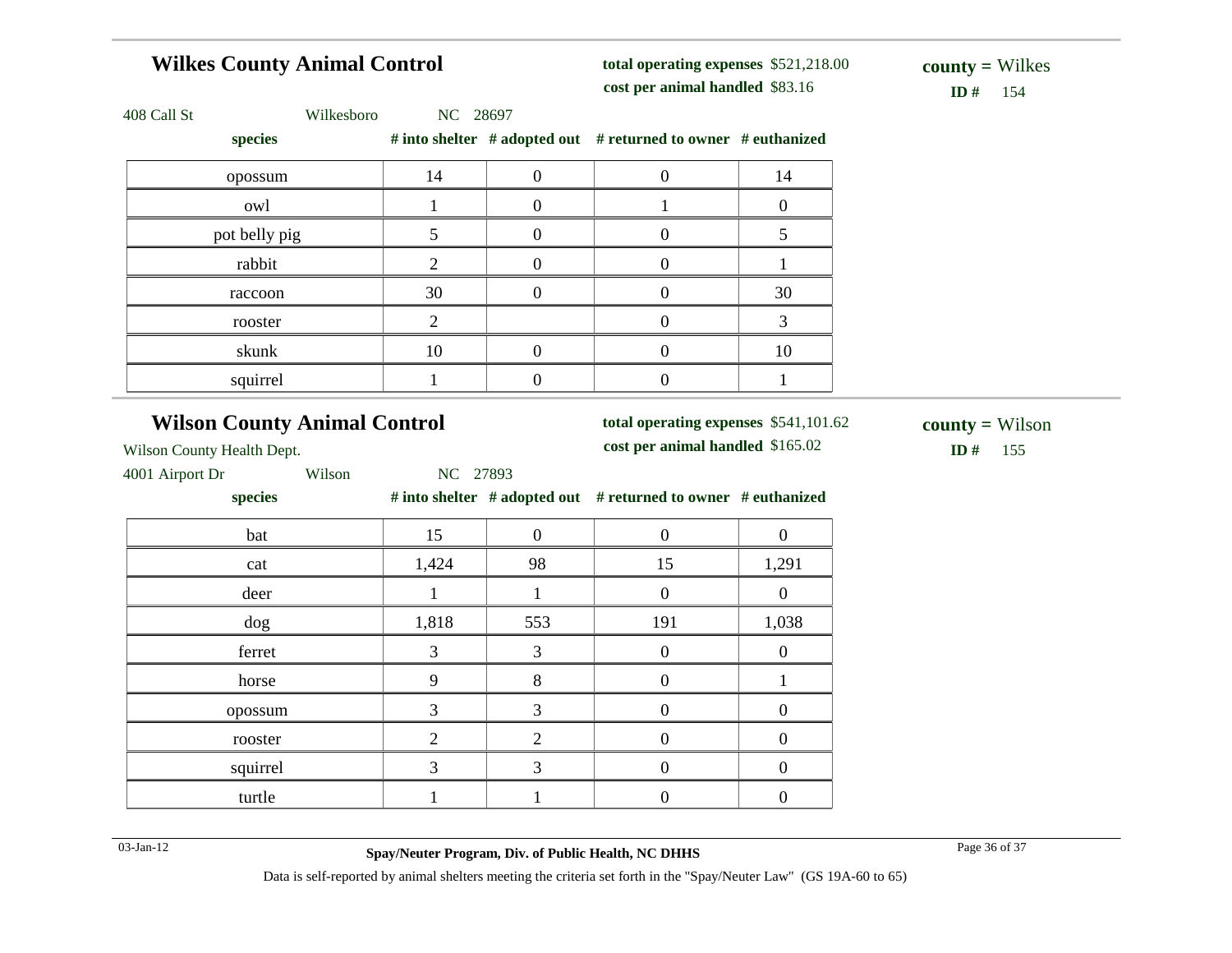## Wilkes County Animal Control

**total operating expenses** $521,218.00
**cost per animal handled** $83.16

**county =** Wilkes
**ID #** 154

408 Call St Wilkesboro NC 28697

| species | # into shelter | # adopted out | # returned to owner | # euthanized |
|---|---|---|---|---|
| opossum | 14 | 0 | 0 | 14 |
| owl | 1 | 0 | 1 | 0 |
| pot belly pig | 5 | 0 | 0 | 5 |
| rabbit | 2 | 0 | 0 | 1 |
| raccoon | 30 | 0 | 0 | 30 |
| rooster | 2 | | 0 | 3 |
| skunk | 10 | 0 | 0 | 10 |
| squirrel | 1 | 0 | 0 | 1 |

## Wilson County Animal Control

**total operating expenses** $541,101.62
**cost per animal handled** $165.02

**county =** Wilson
**ID #** 155

Wilson County Health Dept.
4001 Airport Dr Wilson NC 27893

| species | # into shelter | # adopted out | # returned to owner | # euthanized |
|---|---|---|---|---|
| bat | 15 | 0 | 0 | 0 |
| cat | 1,424 | 98 | 15 | 1,291 |
| deer | 1 | 1 | 0 | 0 |
| dog | 1,818 | 553 | 191 | 1,038 |
| ferret | 3 | 3 | 0 | 0 |
| horse | 9 | 8 | 0 | 1 |
| opossum | 3 | 3 | 0 | 0 |
| rooster | 2 | 2 | 0 | 0 |
| squirrel | 3 | 3 | 0 | 0 |
| turtle | 1 | 1 | 0 | 0 |

Data is self-reported by animal shelters meeting the criteria set forth in the "Spay/Neuter Law" (GS 19A-60 to 65)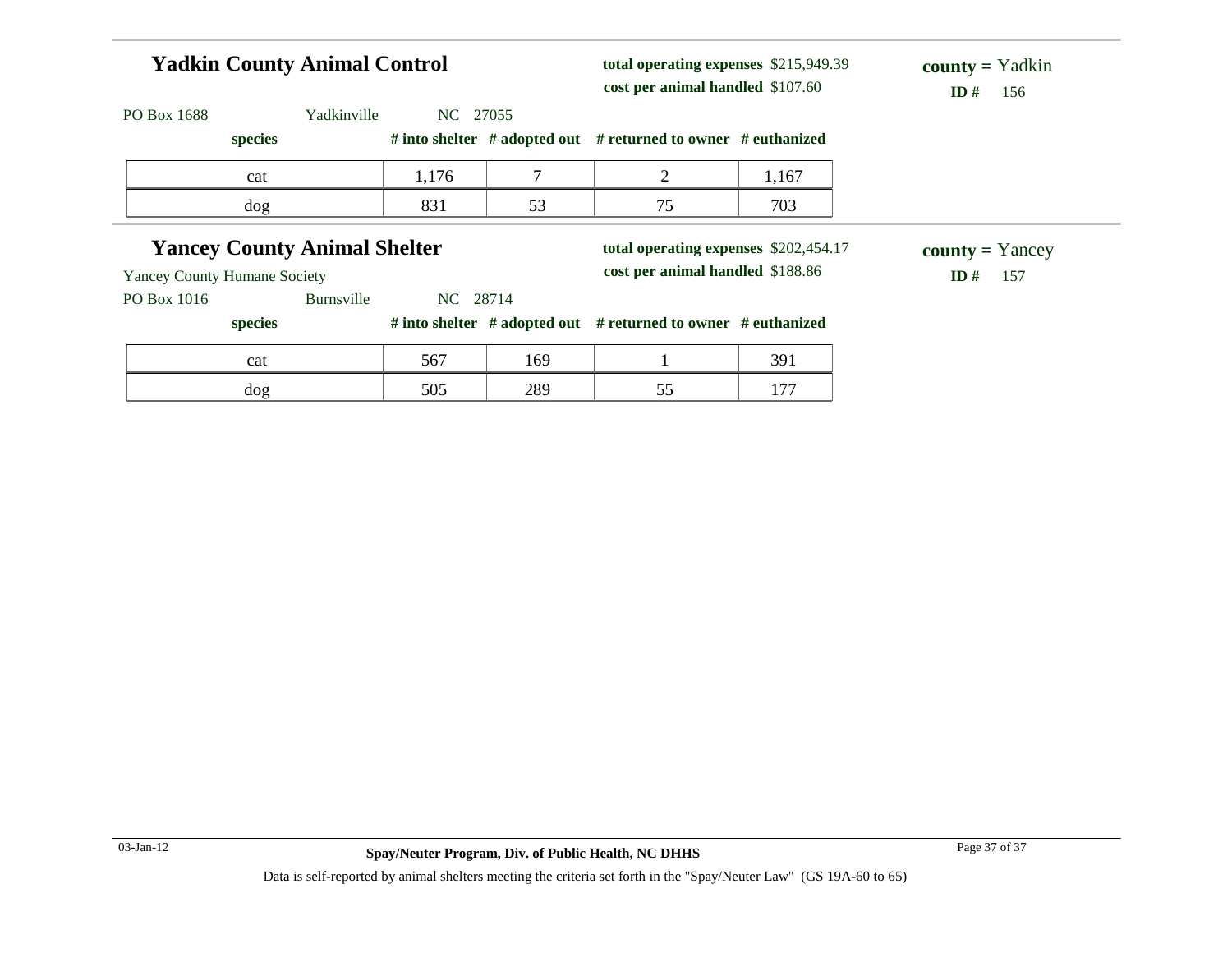## Yadkin County Animal Control

**total operating expenses** $215,949.39
**cost per animal handled** $107.60

**county =** Yadkin
**ID #** 156

PO Box 1688 Yadkinville NC 27055

| species | # into shelter | # adopted out | # returned to owner | # euthanized |
|---|---|---|---|---|
| cat | 1,176 | 7 | 2 | 1,167 |
| dog | 831 | 53 | 75 | 703 |

## Yancey County Animal Shelter

**total operating expenses** $202,454.17
**cost per animal handled** $188.86

**county =** Yancey
**ID #** 157

Yancey County Humane Society
PO Box 1016 Burnsville NC 28714

| species | # into shelter | # adopted out | # returned to owner | # euthanized |
|---|---|---|---|---|
| cat | 567 | 169 | 1 | 391 |
| dog | 505 | 289 | 55 | 177 |

03-Jan-12

**Spay/Neuter Program, Div. of Public Health, NC DHHS**

Data is self-reported by animal shelters meeting the criteria set forth in the "Spay/Neuter Law" (GS 19A-60 to 65)